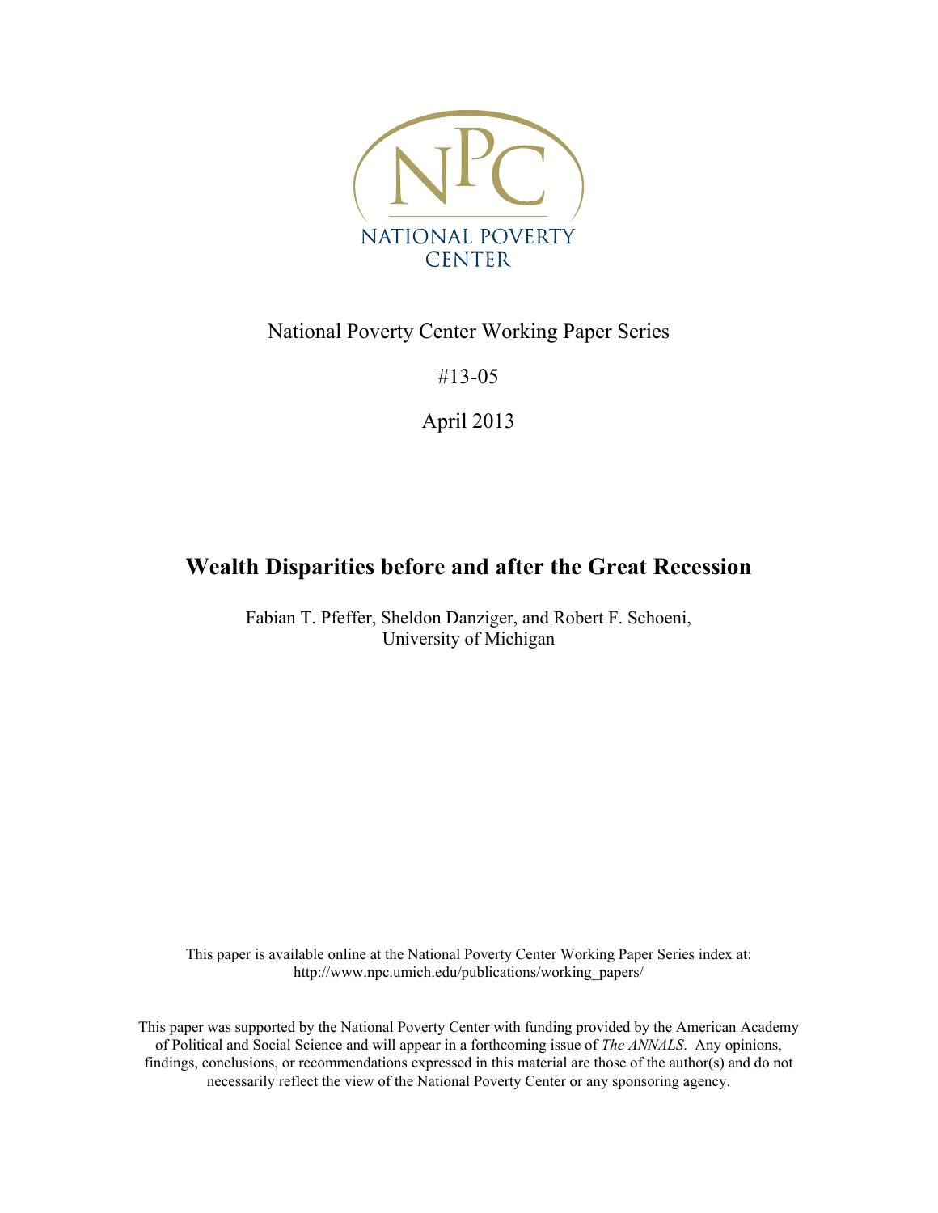NATIONAL POVERTY CENTER

National Poverty Center Working Paper Series

#13-05

April 2013

# Wealth Disparities before and after the Great Recession

Fabian T. Pfeffer, Sheldon Danziger, and Robert F. Schoeni,
University of Michigan

This paper is available online at the National Poverty Center Working Paper Series index at:
http://www.npc.umich.edu/publications/working_papers/

This paper was supported by the National Poverty Center with funding provided by the American Academy of Political and Social Science and will appear in a forthcoming issue of *The ANNALS*. Any opinions, findings, conclusions, or recommendations expressed in this material are those of the author(s) and do not necessarily reflect the view of the National Poverty Center or any sponsoring agency.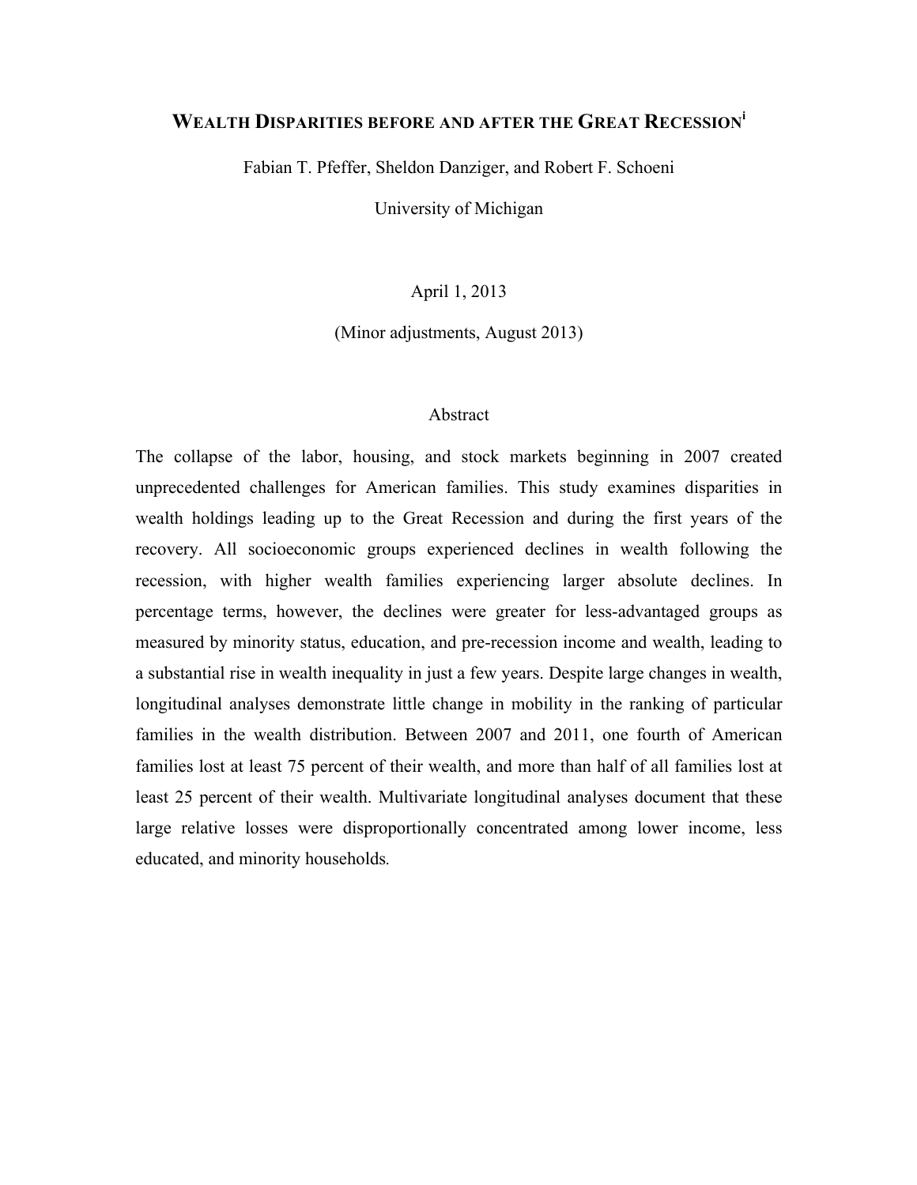# WEALTH DISPARITIES BEFORE AND AFTER THE GREAT RECESSION[i]

Fabian T. Pfeffer, Sheldon Danziger, and Robert F. Schoeni

University of Michigan

April 1, 2013

(Minor adjustments, August 2013)

## Abstract

The collapse of the labor, housing, and stock markets beginning in 2007 created unprecedented challenges for American families. This study examines disparities in wealth holdings leading up to the Great Recession and during the first years of the recovery. All socioeconomic groups experienced declines in wealth following the recession, with higher wealth families experiencing larger absolute declines. In percentage terms, however, the declines were greater for less-advantaged groups as measured by minority status, education, and pre-recession income and wealth, leading to a substantial rise in wealth inequality in just a few years. Despite large changes in wealth, longitudinal analyses demonstrate little change in mobility in the ranking of particular families in the wealth distribution. Between 2007 and 2011, one fourth of American families lost at least 75 percent of their wealth, and more than half of all families lost at least 25 percent of their wealth. Multivariate longitudinal analyses document that these large relative losses were disproportionally concentrated among lower income, less educated, and minority households.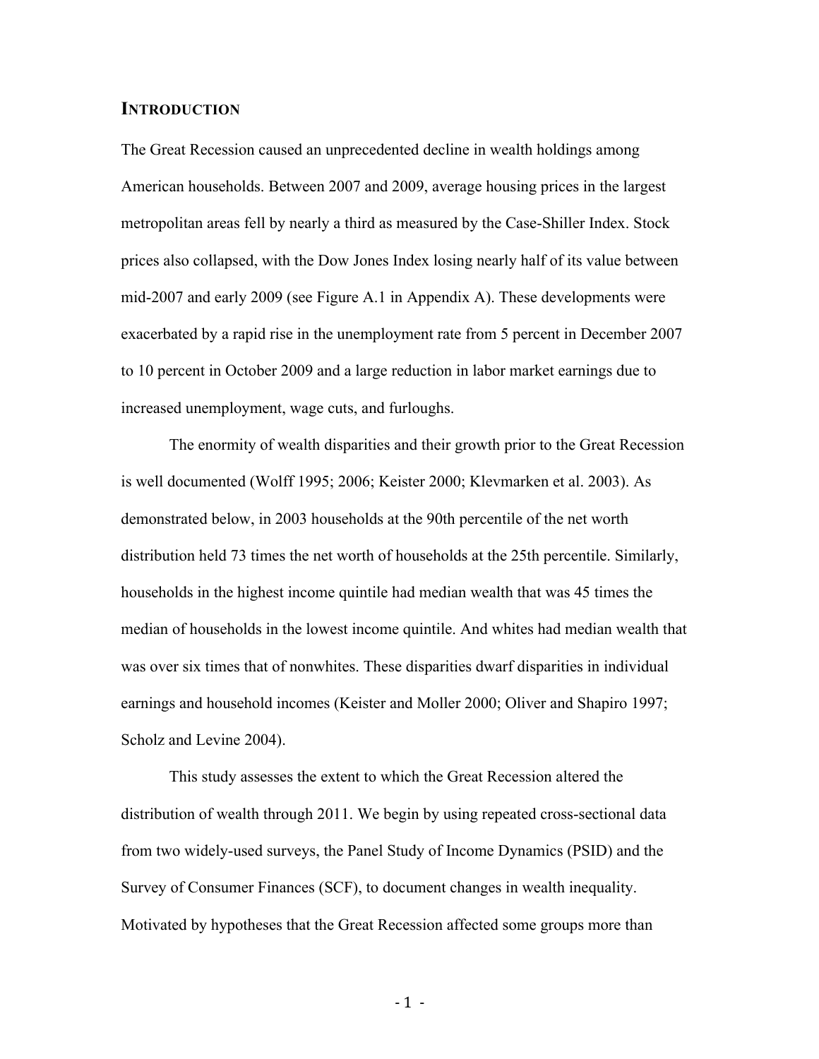## INTRODUCTION

The Great Recession caused an unprecedented decline in wealth holdings among American households. Between 2007 and 2009, average housing prices in the largest metropolitan areas fell by nearly a third as measured by the Case-Shiller Index. Stock prices also collapsed, with the Dow Jones Index losing nearly half of its value between mid-2007 and early 2009 (see Figure A.1 in Appendix A). These developments were exacerbated by a rapid rise in the unemployment rate from 5 percent in December 2007 to 10 percent in October 2009 and a large reduction in labor market earnings due to increased unemployment, wage cuts, and furloughs.

The enormity of wealth disparities and their growth prior to the Great Recession is well documented (Wolff 1995; 2006; Keister 2000; Klevmarken et al. 2003). As demonstrated below, in 2003 households at the 90th percentile of the net worth distribution held 73 times the net worth of households at the 25th percentile. Similarly, households in the highest income quintile had median wealth that was 45 times the median of households in the lowest income quintile. And whites had median wealth that was over six times that of nonwhites. These disparities dwarf disparities in individual earnings and household incomes (Keister and Moller 2000; Oliver and Shapiro 1997; Scholz and Levine 2004).

This study assesses the extent to which the Great Recession altered the distribution of wealth through 2011. We begin by using repeated cross-sectional data from two widely-used surveys, the Panel Study of Income Dynamics (PSID) and the Survey of Consumer Finances (SCF), to document changes in wealth inequality. Motivated by hypotheses that the Great Recession affected some groups more than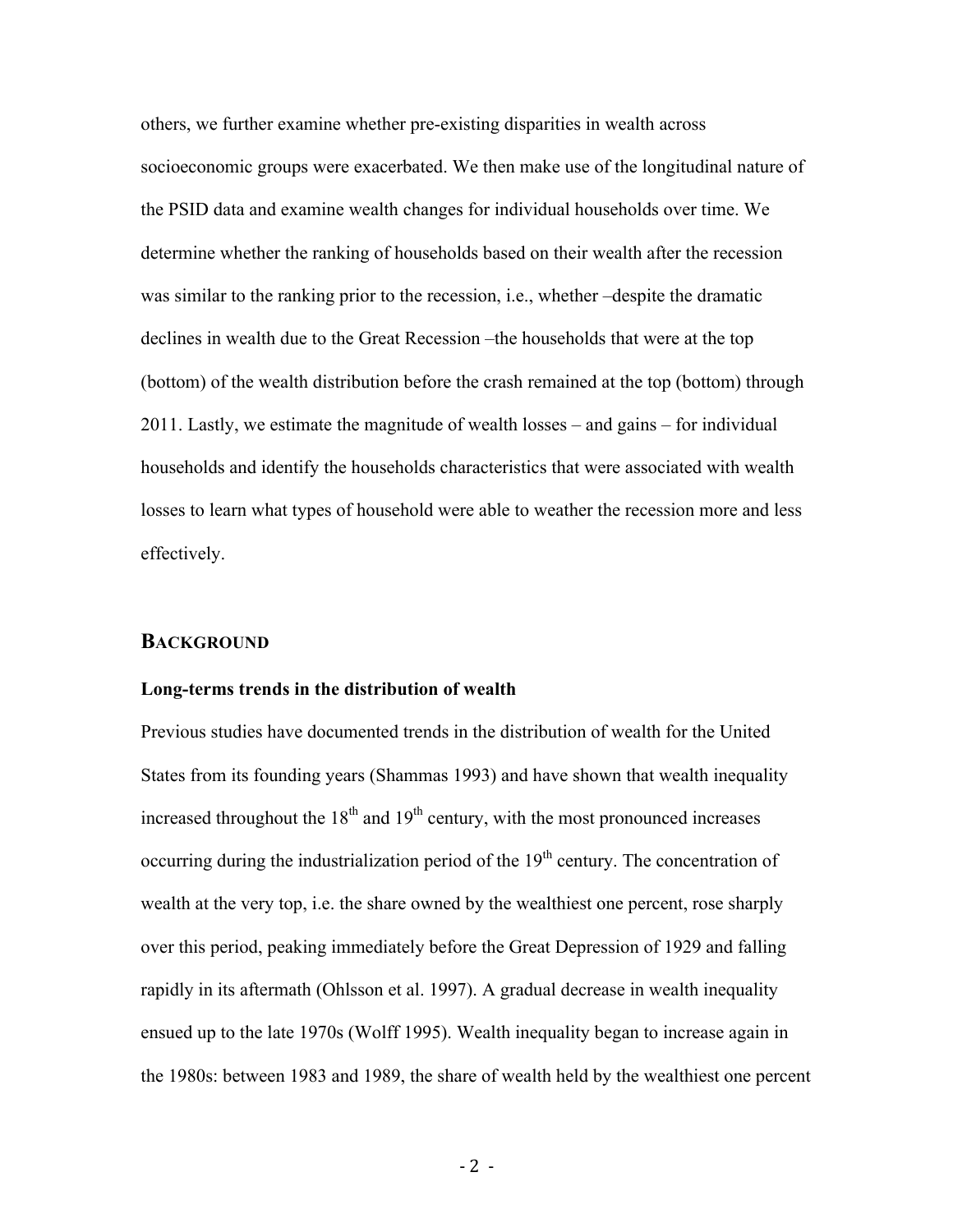others, we further examine whether pre-existing disparities in wealth across socioeconomic groups were exacerbated. We then make use of the longitudinal nature of the PSID data and examine wealth changes for individual households over time. We determine whether the ranking of households based on their wealth after the recession was similar to the ranking prior to the recession, i.e., whether –despite the dramatic declines in wealth due to the Great Recession –the households that were at the top (bottom) of the wealth distribution before the crash remained at the top (bottom) through 2011. Lastly, we estimate the magnitude of wealth losses – and gains – for individual households and identify the households characteristics that were associated with wealth losses to learn what types of household were able to weather the recession more and less effectively.

## BACKGROUND

### Long-terms trends in the distribution of wealth

Previous studies have documented trends in the distribution of wealth for the United States from its founding years (Shammas 1993) and have shown that wealth inequality increased throughout the 18th and 19th century, with the most pronounced increases occurring during the industrialization period of the 19th century. The concentration of wealth at the very top, i.e. the share owned by the wealthiest one percent, rose sharply over this period, peaking immediately before the Great Depression of 1929 and falling rapidly in its aftermath (Ohlsson et al. 1997). A gradual decrease in wealth inequality ensued up to the late 1970s (Wolff 1995). Wealth inequality began to increase again in the 1980s: between 1983 and 1989, the share of wealth held by the wealthiest one percent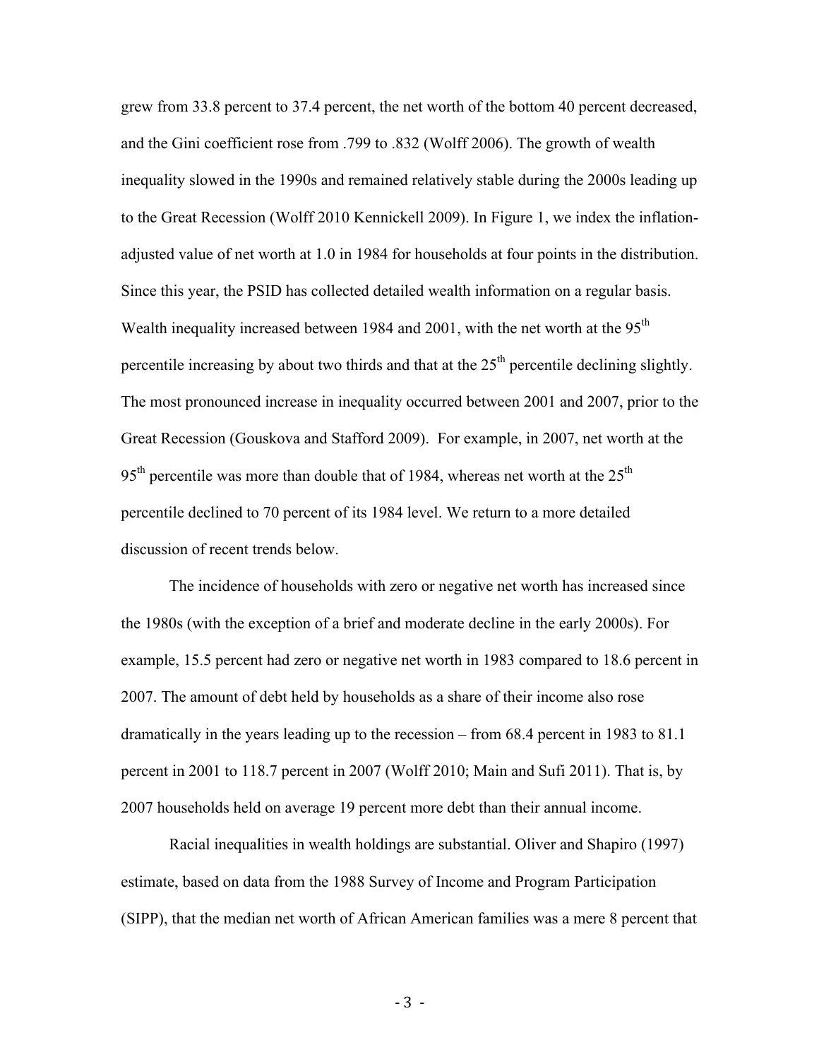grew from 33.8 percent to 37.4 percent, the net worth of the bottom 40 percent decreased, and the Gini coefficient rose from .799 to .832 (Wolff 2006). The growth of wealth inequality slowed in the 1990s and remained relatively stable during the 2000s leading up to the Great Recession (Wolff 2010 Kennickell 2009). In Figure 1, we index the inflation-adjusted value of net worth at 1.0 in 1984 for households at four points in the distribution. Since this year, the PSID has collected detailed wealth information on a regular basis. Wealth inequality increased between 1984 and 2001, with the net worth at the 95th percentile increasing by about two thirds and that at the 25th percentile declining slightly. The most pronounced increase in inequality occurred between 2001 and 2007, prior to the Great Recession (Gouskova and Stafford 2009). For example, in 2007, net worth at the 95th percentile was more than double that of 1984, whereas net worth at the 25th percentile declined to 70 percent of its 1984 level. We return to a more detailed discussion of recent trends below.

The incidence of households with zero or negative net worth has increased since the 1980s (with the exception of a brief and moderate decline in the early 2000s). For example, 15.5 percent had zero or negative net worth in 1983 compared to 18.6 percent in 2007. The amount of debt held by households as a share of their income also rose dramatically in the years leading up to the recession – from 68.4 percent in 1983 to 81.1 percent in 2001 to 118.7 percent in 2007 (Wolff 2010; Main and Sufi 2011). That is, by 2007 households held on average 19 percent more debt than their annual income.

Racial inequalities in wealth holdings are substantial. Oliver and Shapiro (1997) estimate, based on data from the 1988 Survey of Income and Program Participation (SIPP), that the median net worth of African American families was a mere 8 percent that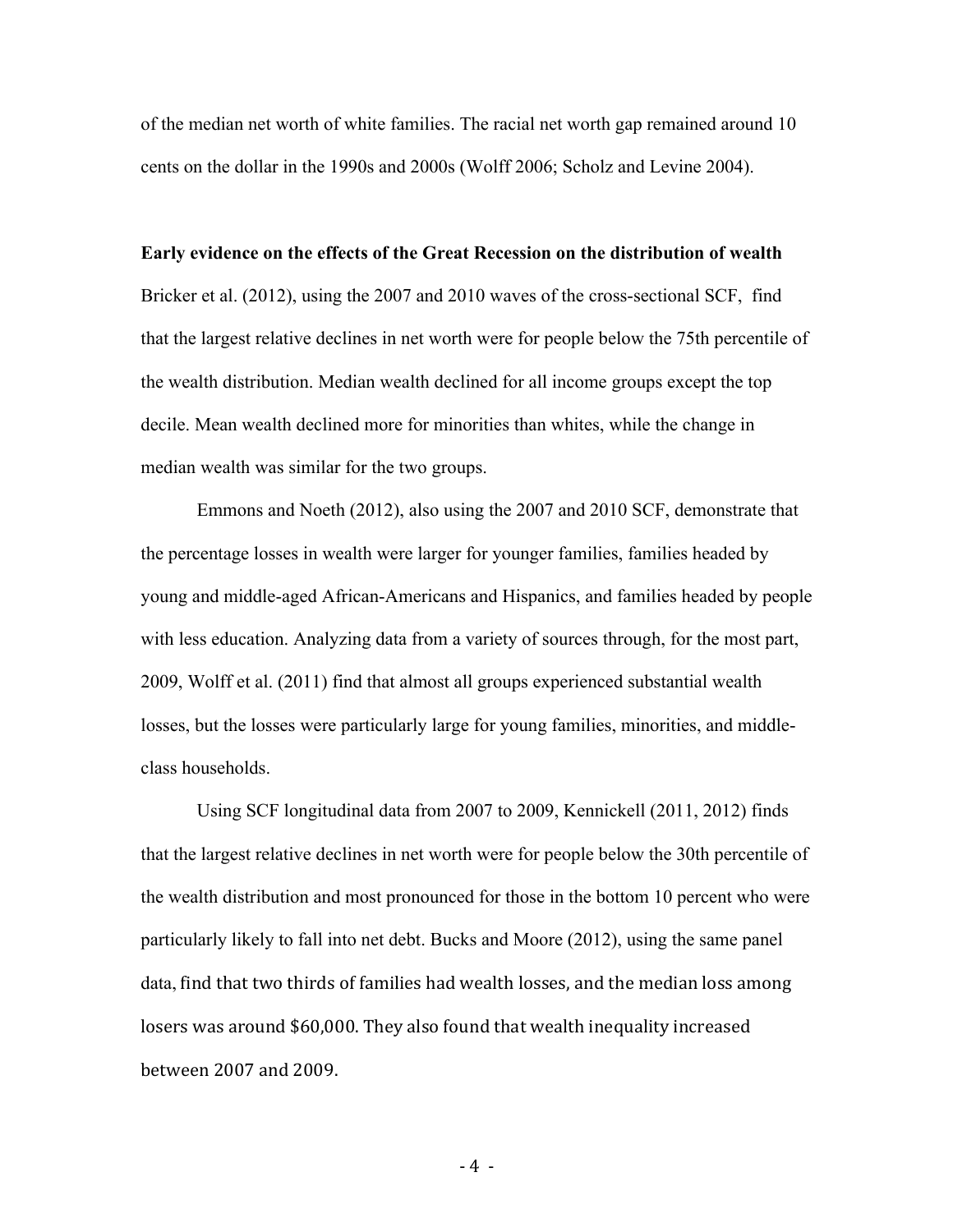of the median net worth of white families. The racial net worth gap remained around 10 cents on the dollar in the 1990s and 2000s (Wolff 2006; Scholz and Levine 2004).

**Early evidence on the effects of the Great Recession on the distribution of wealth**

Bricker et al. (2012), using the 2007 and 2010 waves of the cross-sectional SCF, find that the largest relative declines in net worth were for people below the 75th percentile of the wealth distribution. Median wealth declined for all income groups except the top decile. Mean wealth declined more for minorities than whites, while the change in median wealth was similar for the two groups.

Emmons and Noeth (2012), also using the 2007 and 2010 SCF, demonstrate that the percentage losses in wealth were larger for younger families, families headed by young and middle-aged African-Americans and Hispanics, and families headed by people with less education. Analyzing data from a variety of sources through, for the most part, 2009, Wolff et al. (2011) find that almost all groups experienced substantial wealth losses, but the losses were particularly large for young families, minorities, and middle-class households.

Using SCF longitudinal data from 2007 to 2009, Kennickell (2011, 2012) finds that the largest relative declines in net worth were for people below the 30th percentile of the wealth distribution and most pronounced for those in the bottom 10 percent who were particularly likely to fall into net debt. Bucks and Moore (2012), using the same panel data, find that two thirds of families had wealth losses, and the median loss among losers was around $60,000. They also found that wealth inequality increased between 2007 and 2009.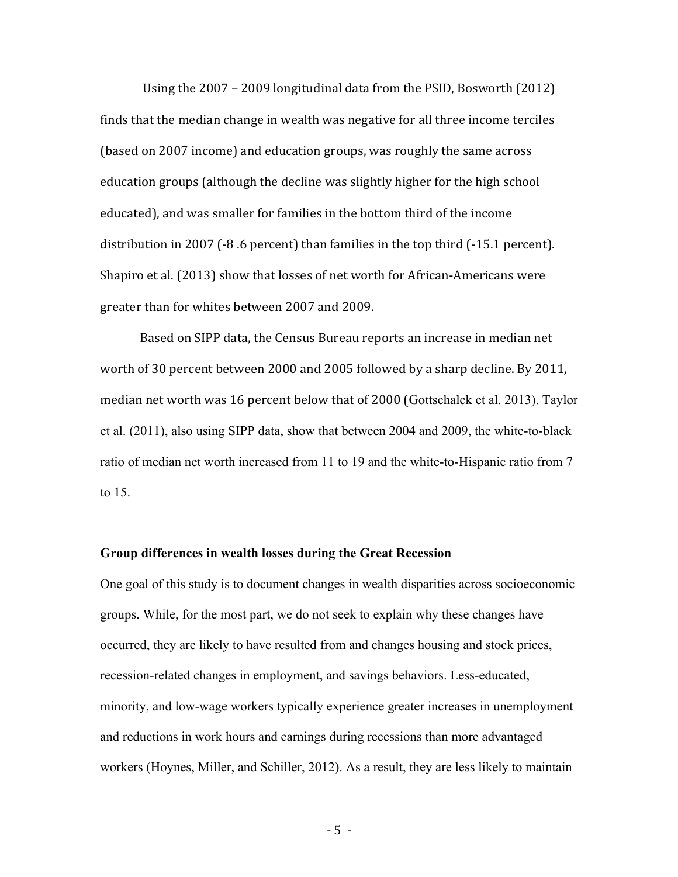Using the 2007 – 2009 longitudinal data from the PSID, Bosworth (2012) finds that the median change in wealth was negative for all three income terciles (based on 2007 income) and education groups, was roughly the same across education groups (although the decline was slightly higher for the high school educated), and was smaller for families in the bottom third of the income distribution in 2007 (-8 .6 percent) than families in the top third (-15.1 percent). Shapiro et al. (2013) show that losses of net worth for African-Americans were greater than for whites between 2007 and 2009.

Based on SIPP data, the Census Bureau reports an increase in median net worth of 30 percent between 2000 and 2005 followed by a sharp decline. By 2011, median net worth was 16 percent below that of 2000 (Gottschalck et al. 2013). Taylor et al. (2011), also using SIPP data, show that between 2004 and 2009, the white-to-black ratio of median net worth increased from 11 to 19 and the white-to-Hispanic ratio from 7 to 15.

**Group differences in wealth losses during the Great Recession**

One goal of this study is to document changes in wealth disparities across socioeconomic groups. While, for the most part, we do not seek to explain why these changes have occurred, they are likely to have resulted from and changes housing and stock prices, recession-related changes in employment, and savings behaviors. Less-educated, minority, and low-wage workers typically experience greater increases in unemployment and reductions in work hours and earnings during recessions than more advantaged workers (Hoynes, Miller, and Schiller, 2012). As a result, they are less likely to maintain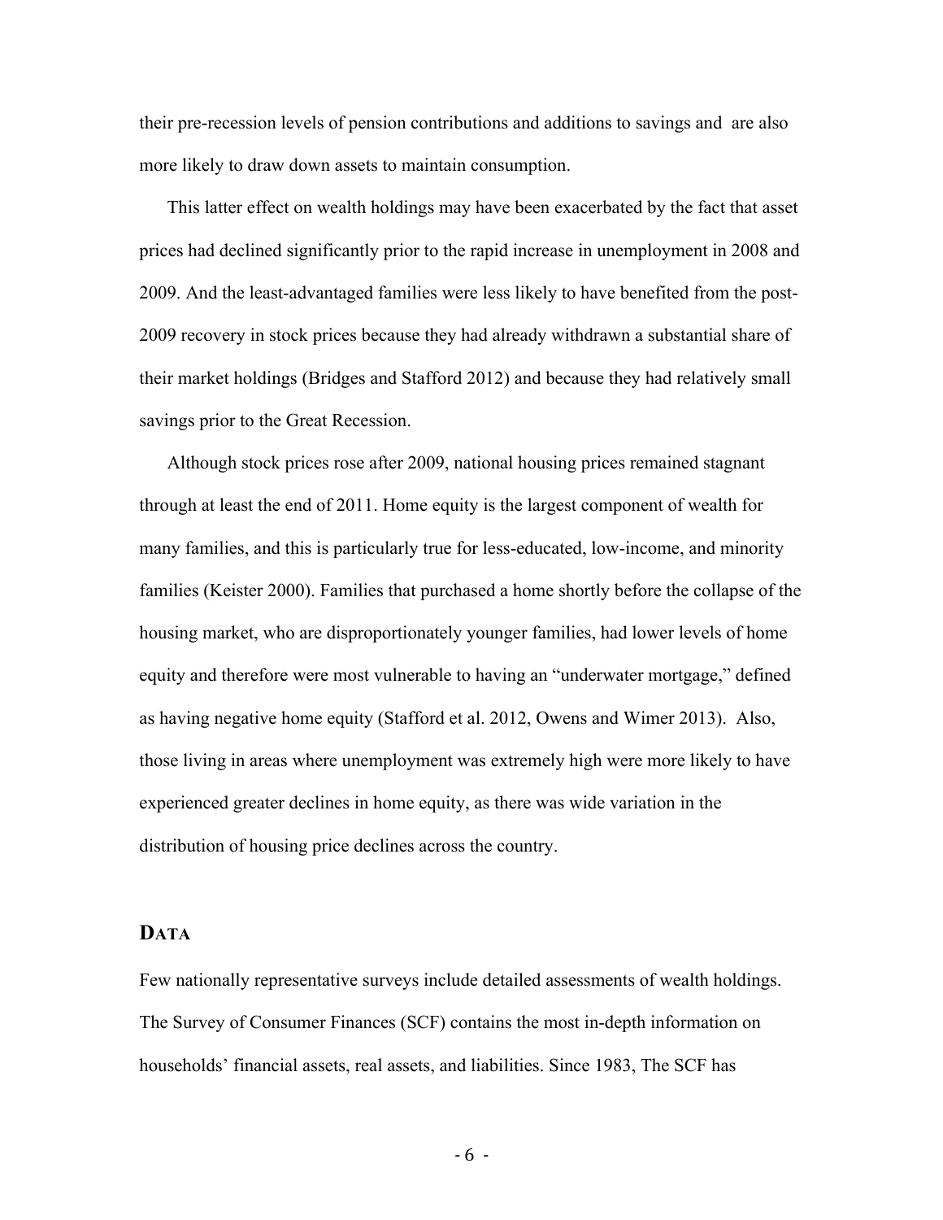their pre-recession levels of pension contributions and additions to savings and are also more likely to draw down assets to maintain consumption.

This latter effect on wealth holdings may have been exacerbated by the fact that asset prices had declined significantly prior to the rapid increase in unemployment in 2008 and 2009. And the least-advantaged families were less likely to have benefited from the post-2009 recovery in stock prices because they had already withdrawn a substantial share of their market holdings (Bridges and Stafford 2012) and because they had relatively small savings prior to the Great Recession.

Although stock prices rose after 2009, national housing prices remained stagnant through at least the end of 2011. Home equity is the largest component of wealth for many families, and this is particularly true for less-educated, low-income, and minority families (Keister 2000). Families that purchased a home shortly before the collapse of the housing market, who are disproportionately younger families, had lower levels of home equity and therefore were most vulnerable to having an "underwater mortgage," defined as having negative home equity (Stafford et al. 2012, Owens and Wimer 2013). Also, those living in areas where unemployment was extremely high were more likely to have experienced greater declines in home equity, as there was wide variation in the distribution of housing price declines across the country.

## DATA

Few nationally representative surveys include detailed assessments of wealth holdings. The Survey of Consumer Finances (SCF) contains the most in-depth information on households' financial assets, real assets, and liabilities. Since 1983, The SCF has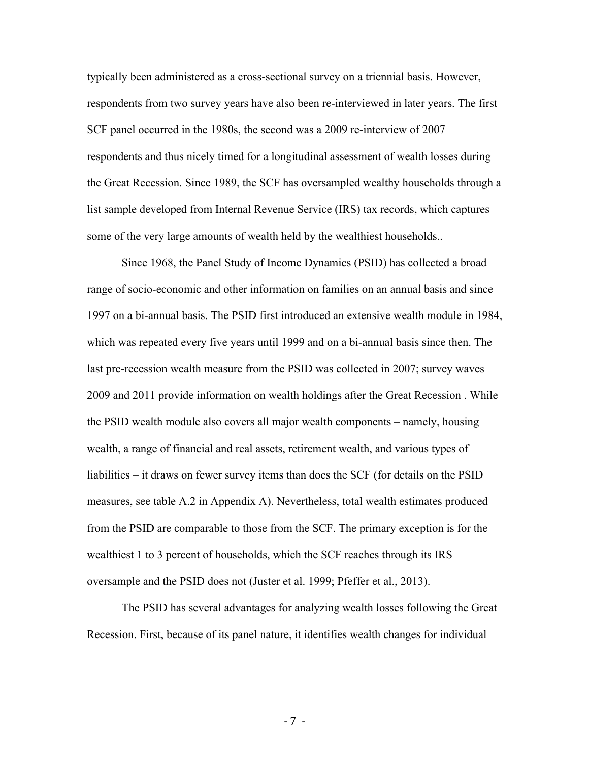typically been administered as a cross-sectional survey on a triennial basis. However, respondents from two survey years have also been re-interviewed in later years. The first SCF panel occurred in the 1980s, the second was a 2009 re-interview of 2007 respondents and thus nicely timed for a longitudinal assessment of wealth losses during the Great Recession. Since 1989, the SCF has oversampled wealthy households through a list sample developed from Internal Revenue Service (IRS) tax records, which captures some of the very large amounts of wealth held by the wealthiest households..

Since 1968, the Panel Study of Income Dynamics (PSID) has collected a broad range of socio-economic and other information on families on an annual basis and since 1997 on a bi-annual basis. The PSID first introduced an extensive wealth module in 1984, which was repeated every five years until 1999 and on a bi-annual basis since then. The last pre-recession wealth measure from the PSID was collected in 2007; survey waves 2009 and 2011 provide information on wealth holdings after the Great Recession . While the PSID wealth module also covers all major wealth components – namely, housing wealth, a range of financial and real assets, retirement wealth, and various types of liabilities – it draws on fewer survey items than does the SCF (for details on the PSID measures, see table A.2 in Appendix A). Nevertheless, total wealth estimates produced from the PSID are comparable to those from the SCF. The primary exception is for the wealthiest 1 to 3 percent of households, which the SCF reaches through its IRS oversample and the PSID does not (Juster et al. 1999; Pfeffer et al., 2013).

The PSID has several advantages for analyzing wealth losses following the Great Recession. First, because of its panel nature, it identifies wealth changes for individual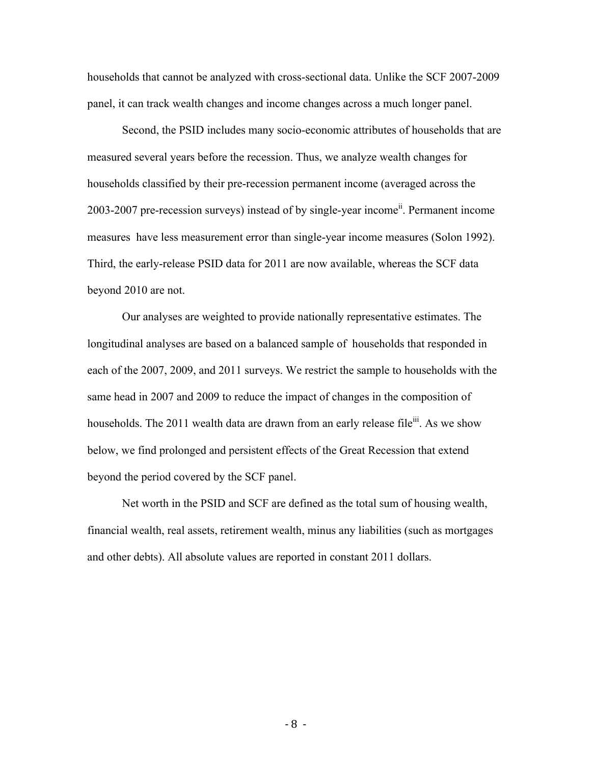households that cannot be analyzed with cross-sectional data. Unlike the SCF 2007-2009 panel, it can track wealth changes and income changes across a much longer panel.

Second, the PSID includes many socio-economic attributes of households that are measured several years before the recession. Thus, we analyze wealth changes for households classified by their pre-recession permanent income (averaged across the 2003-2007 pre-recession surveys) instead of by single-year income[ii]. Permanent income measures have less measurement error than single-year income measures (Solon 1992). Third, the early-release PSID data for 2011 are now available, whereas the SCF data beyond 2010 are not.

Our analyses are weighted to provide nationally representative estimates. The longitudinal analyses are based on a balanced sample of households that responded in each of the 2007, 2009, and 2011 surveys. We restrict the sample to households with the same head in 2007 and 2009 to reduce the impact of changes in the composition of households. The 2011 wealth data are drawn from an early release file[iii]. As we show below, we find prolonged and persistent effects of the Great Recession that extend beyond the period covered by the SCF panel.

Net worth in the PSID and SCF are defined as the total sum of housing wealth, financial wealth, real assets, retirement wealth, minus any liabilities (such as mortgages and other debts). All absolute values are reported in constant 2011 dollars.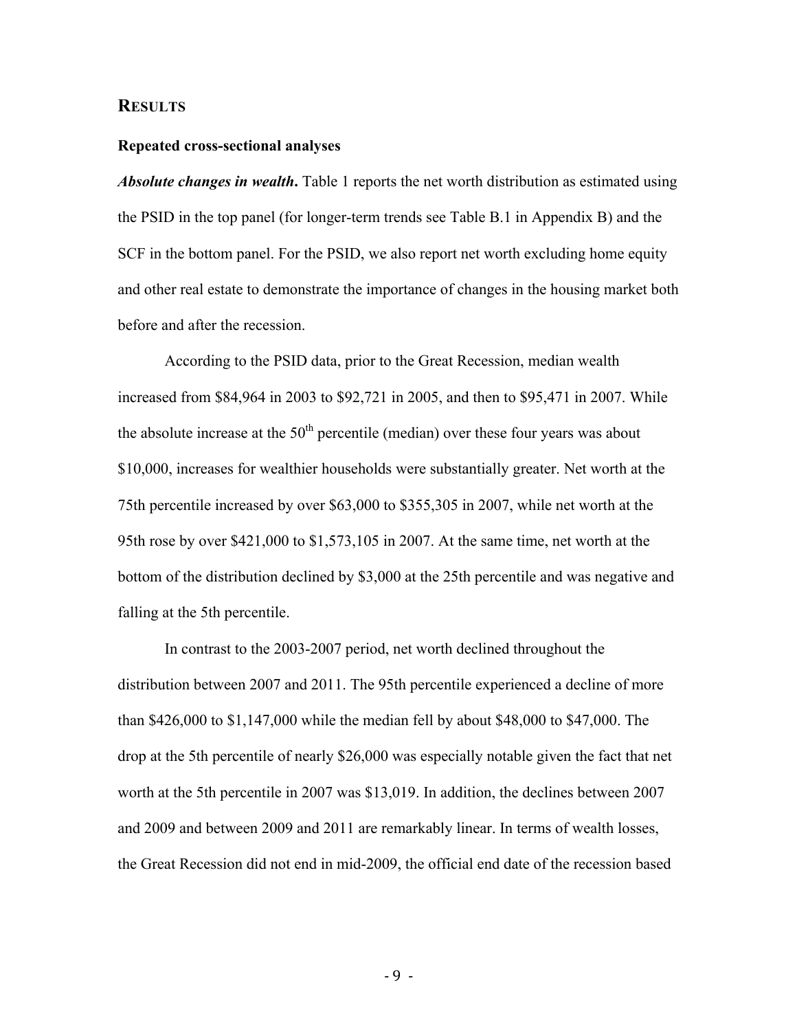## RESULTS

### Repeated cross-sectional analyses

***Absolute changes in wealth*.** Table 1 reports the net worth distribution as estimated using the PSID in the top panel (for longer-term trends see Table B.1 in Appendix B) and the SCF in the bottom panel. For the PSID, we also report net worth excluding home equity and other real estate to demonstrate the importance of changes in the housing market both before and after the recession.

According to the PSID data, prior to the Great Recession, median wealth increased from $84,964 in 2003 to $92,721 in 2005, and then to $95,471 in 2007. While the absolute increase at the 50th percentile (median) over these four years was about $10,000, increases for wealthier households were substantially greater. Net worth at the 75th percentile increased by over $63,000 to $355,305 in 2007, while net worth at the 95th rose by over $421,000 to $1,573,105 in 2007. At the same time, net worth at the bottom of the distribution declined by $3,000 at the 25th percentile and was negative and falling at the 5th percentile.

In contrast to the 2003-2007 period, net worth declined throughout the distribution between 2007 and 2011. The 95th percentile experienced a decline of more than $426,000 to $1,147,000 while the median fell by about $48,000 to $47,000. The drop at the 5th percentile of nearly $26,000 was especially notable given the fact that net worth at the 5th percentile in 2007 was $13,019. In addition, the declines between 2007 and 2009 and between 2009 and 2011 are remarkably linear. In terms of wealth losses, the Great Recession did not end in mid-2009, the official end date of the recession based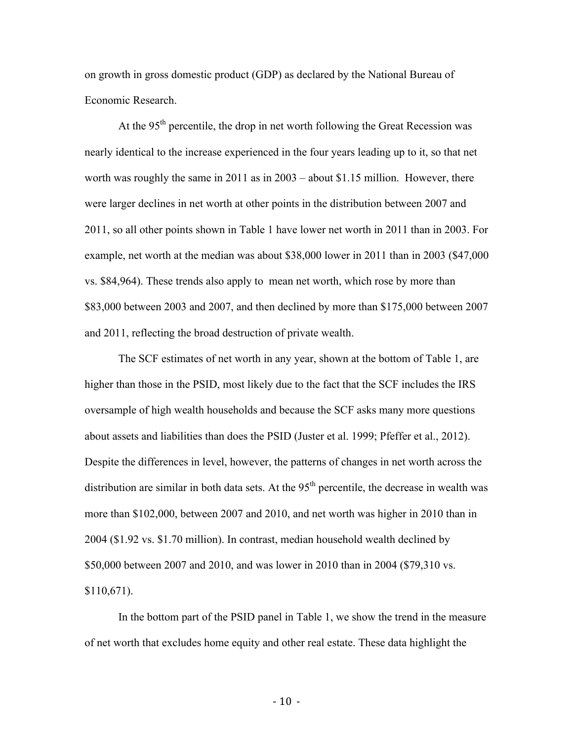on growth in gross domestic product (GDP) as declared by the National Bureau of Economic Research.

At the 95th percentile, the drop in net worth following the Great Recession was nearly identical to the increase experienced in the four years leading up to it, so that net worth was roughly the same in 2011 as in 2003 – about $1.15 million. However, there were larger declines in net worth at other points in the distribution between 2007 and 2011, so all other points shown in Table 1 have lower net worth in 2011 than in 2003. For example, net worth at the median was about $38,000 lower in 2011 than in 2003 ($47,000 vs. $84,964). These trends also apply to mean net worth, which rose by more than $83,000 between 2003 and 2007, and then declined by more than $175,000 between 2007 and 2011, reflecting the broad destruction of private wealth.

The SCF estimates of net worth in any year, shown at the bottom of Table 1, are higher than those in the PSID, most likely due to the fact that the SCF includes the IRS oversample of high wealth households and because the SCF asks many more questions about assets and liabilities than does the PSID (Juster et al. 1999; Pfeffer et al., 2012). Despite the differences in level, however, the patterns of changes in net worth across the distribution are similar in both data sets. At the 95th percentile, the decrease in wealth was more than $102,000, between 2007 and 2010, and net worth was higher in 2010 than in 2004 ($1.92 vs. $1.70 million). In contrast, median household wealth declined by $50,000 between 2007 and 2010, and was lower in 2010 than in 2004 ($79,310 vs. $110,671).

In the bottom part of the PSID panel in Table 1, we show the trend in the measure of net worth that excludes home equity and other real estate. These data highlight the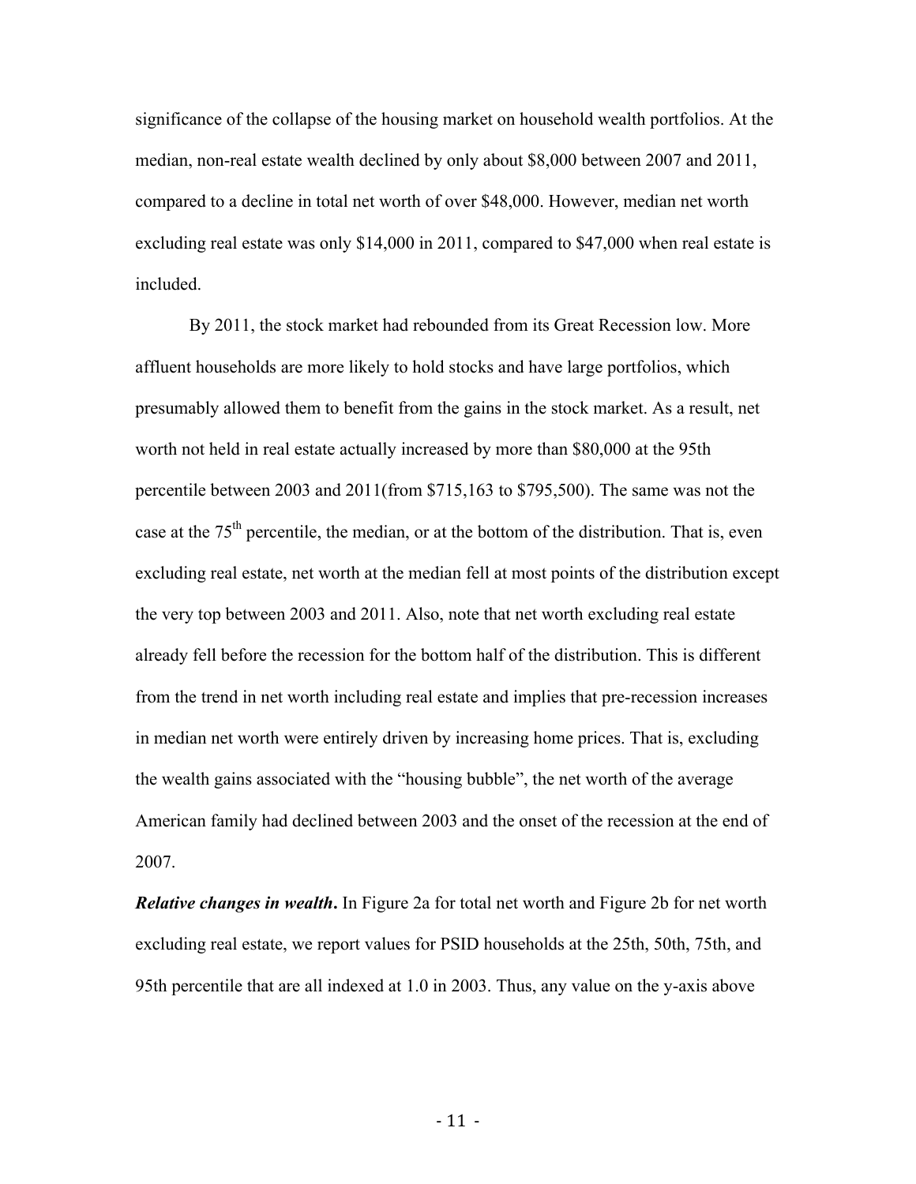significance of the collapse of the housing market on household wealth portfolios. At the median, non-real estate wealth declined by only about $8,000 between 2007 and 2011, compared to a decline in total net worth of over $48,000. However, median net worth excluding real estate was only $14,000 in 2011, compared to $47,000 when real estate is included.

By 2011, the stock market had rebounded from its Great Recession low. More affluent households are more likely to hold stocks and have large portfolios, which presumably allowed them to benefit from the gains in the stock market. As a result, net worth not held in real estate actually increased by more than $80,000 at the 95th percentile between 2003 and 2011(from $715,163 to $795,500). The same was not the case at the 75th percentile, the median, or at the bottom of the distribution. That is, even excluding real estate, net worth at the median fell at most points of the distribution except the very top between 2003 and 2011. Also, note that net worth excluding real estate already fell before the recession for the bottom half of the distribution. This is different from the trend in net worth including real estate and implies that pre-recession increases in median net worth were entirely driven by increasing home prices. That is, excluding the wealth gains associated with the "housing bubble", the net worth of the average American family had declined between 2003 and the onset of the recession at the end of 2007.

***Relative changes in wealth*.** In Figure 2a for total net worth and Figure 2b for net worth excluding real estate, we report values for PSID households at the 25th, 50th, 75th, and 95th percentile that are all indexed at 1.0 in 2003. Thus, any value on the y-axis above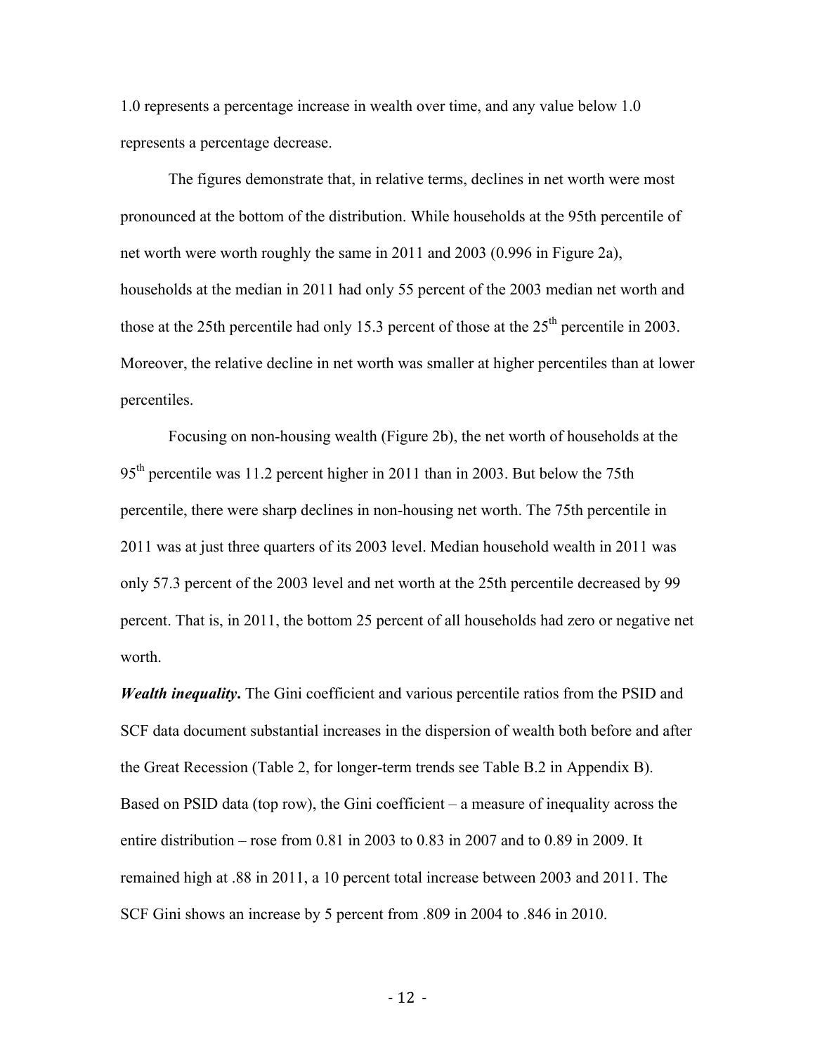1.0 represents a percentage increase in wealth over time, and any value below 1.0 represents a percentage decrease.

The figures demonstrate that, in relative terms, declines in net worth were most pronounced at the bottom of the distribution. While households at the 95th percentile of net worth were worth roughly the same in 2011 and 2003 (0.996 in Figure 2a), households at the median in 2011 had only 55 percent of the 2003 median net worth and those at the 25th percentile had only 15.3 percent of those at the 25th percentile in 2003. Moreover, the relative decline in net worth was smaller at higher percentiles than at lower percentiles.

Focusing on non-housing wealth (Figure 2b), the net worth of households at the 95th percentile was 11.2 percent higher in 2011 than in 2003. But below the 75th percentile, there were sharp declines in non-housing net worth. The 75th percentile in 2011 was at just three quarters of its 2003 level. Median household wealth in 2011 was only 57.3 percent of the 2003 level and net worth at the 25th percentile decreased by 99 percent. That is, in 2011, the bottom 25 percent of all households had zero or negative net worth.

***Wealth inequality*.** The Gini coefficient and various percentile ratios from the PSID and SCF data document substantial increases in the dispersion of wealth both before and after the Great Recession (Table 2, for longer-term trends see Table B.2 in Appendix B). Based on PSID data (top row), the Gini coefficient – a measure of inequality across the entire distribution – rose from 0.81 in 2003 to 0.83 in 2007 and to 0.89 in 2009. It remained high at .88 in 2011, a 10 percent total increase between 2003 and 2011. The SCF Gini shows an increase by 5 percent from .809 in 2004 to .846 in 2010.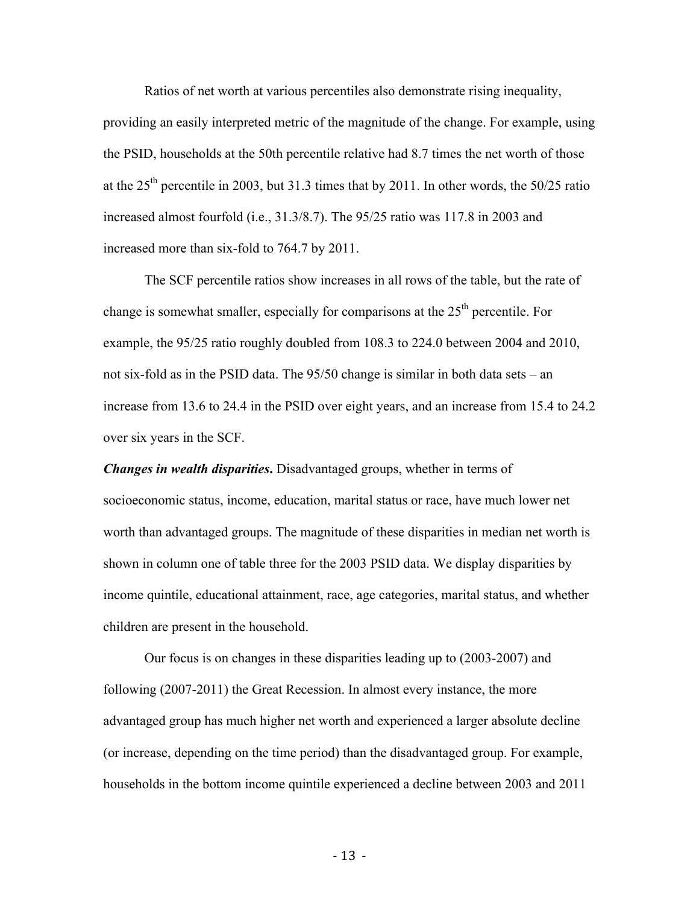Ratios of net worth at various percentiles also demonstrate rising inequality, providing an easily interpreted metric of the magnitude of the change. For example, using the PSID, households at the 50th percentile relative had 8.7 times the net worth of those at the 25th percentile in 2003, but 31.3 times that by 2011. In other words, the 50/25 ratio increased almost fourfold (i.e., 31.3/8.7). The 95/25 ratio was 117.8 in 2003 and increased more than six-fold to 764.7 by 2011.

The SCF percentile ratios show increases in all rows of the table, but the rate of change is somewhat smaller, especially for comparisons at the 25th percentile. For example, the 95/25 ratio roughly doubled from 108.3 to 224.0 between 2004 and 2010, not six-fold as in the PSID data. The 95/50 change is similar in both data sets – an increase from 13.6 to 24.4 in the PSID over eight years, and an increase from 15.4 to 24.2 over six years in the SCF.

***Changes in wealth disparities*.** Disadvantaged groups, whether in terms of socioeconomic status, income, education, marital status or race, have much lower net worth than advantaged groups. The magnitude of these disparities in median net worth is shown in column one of table three for the 2003 PSID data. We display disparities by income quintile, educational attainment, race, age categories, marital status, and whether children are present in the household.

Our focus is on changes in these disparities leading up to (2003-2007) and following (2007-2011) the Great Recession. In almost every instance, the more advantaged group has much higher net worth and experienced a larger absolute decline (or increase, depending on the time period) than the disadvantaged group. For example, households in the bottom income quintile experienced a decline between 2003 and 2011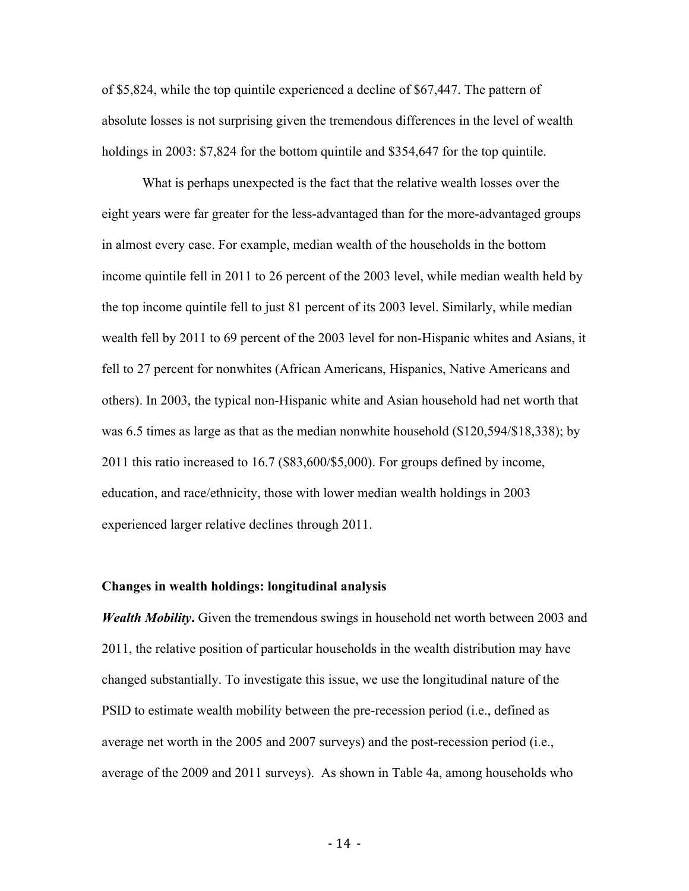of $5,824, while the top quintile experienced a decline of $67,447. The pattern of absolute losses is not surprising given the tremendous differences in the level of wealth holdings in 2003: $7,824 for the bottom quintile and $354,647 for the top quintile.

What is perhaps unexpected is the fact that the relative wealth losses over the eight years were far greater for the less-advantaged than for the more-advantaged groups in almost every case. For example, median wealth of the households in the bottom income quintile fell in 2011 to 26 percent of the 2003 level, while median wealth held by the top income quintile fell to just 81 percent of its 2003 level. Similarly, while median wealth fell by 2011 to 69 percent of the 2003 level for non-Hispanic whites and Asians, it fell to 27 percent for nonwhites (African Americans, Hispanics, Native Americans and others). In 2003, the typical non-Hispanic white and Asian household had net worth that was 6.5 times as large as that as the median nonwhite household ($120,594/$18,338); by 2011 this ratio increased to 16.7 ($83,600/$5,000). For groups defined by income, education, and race/ethnicity, those with lower median wealth holdings in 2003 experienced larger relative declines through 2011.

**Changes in wealth holdings: longitudinal analysis**

***Wealth Mobility*.** Given the tremendous swings in household net worth between 2003 and 2011, the relative position of particular households in the wealth distribution may have changed substantially. To investigate this issue, we use the longitudinal nature of the PSID to estimate wealth mobility between the pre-recession period (i.e., defined as average net worth in the 2005 and 2007 surveys) and the post-recession period (i.e., average of the 2009 and 2011 surveys). As shown in Table 4a, among households who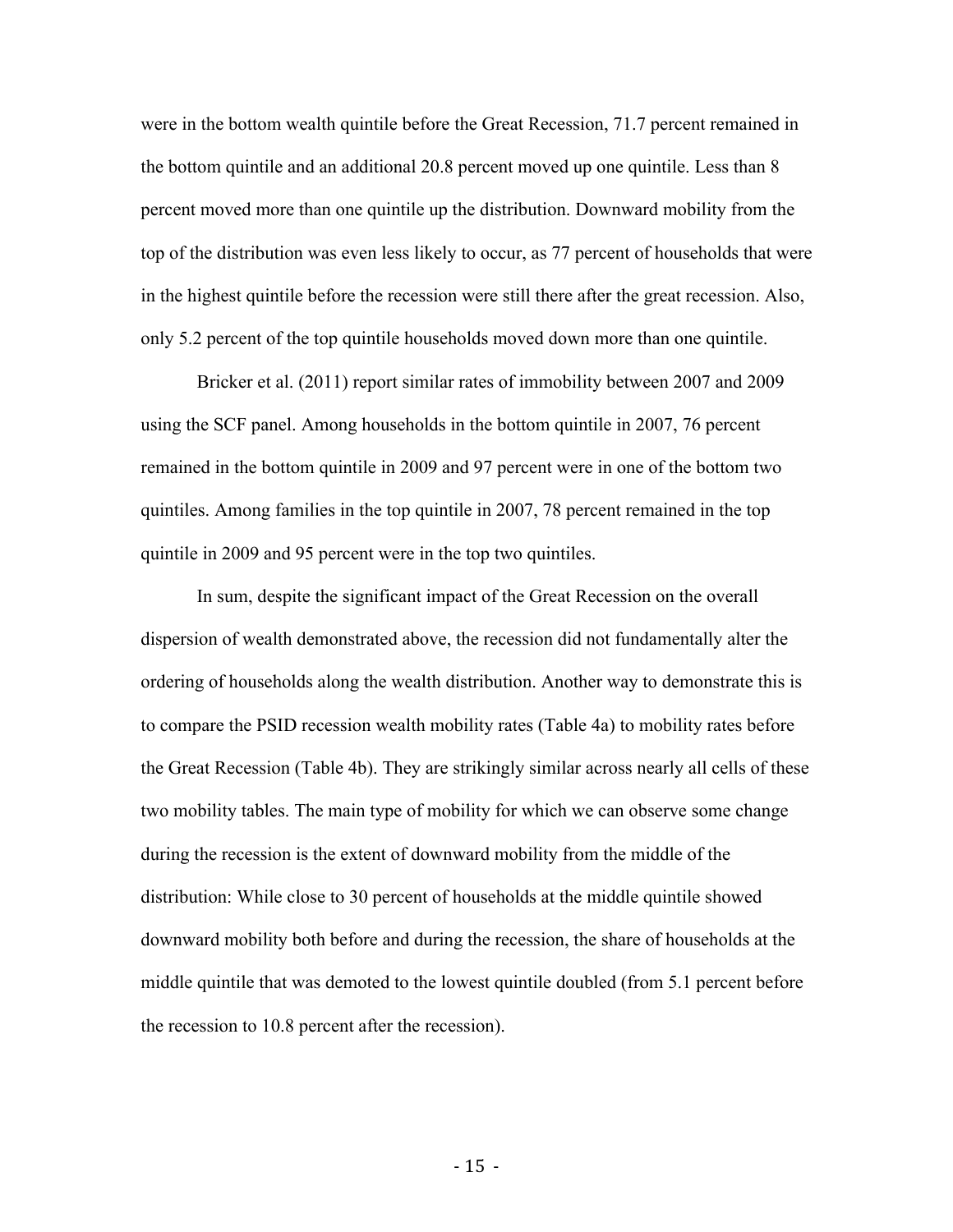were in the bottom wealth quintile before the Great Recession, 71.7 percent remained in the bottom quintile and an additional 20.8 percent moved up one quintile. Less than 8 percent moved more than one quintile up the distribution. Downward mobility from the top of the distribution was even less likely to occur, as 77 percent of households that were in the highest quintile before the recession were still there after the great recession. Also, only 5.2 percent of the top quintile households moved down more than one quintile.

Bricker et al. (2011) report similar rates of immobility between 2007 and 2009 using the SCF panel. Among households in the bottom quintile in 2007, 76 percent remained in the bottom quintile in 2009 and 97 percent were in one of the bottom two quintiles. Among families in the top quintile in 2007, 78 percent remained in the top quintile in 2009 and 95 percent were in the top two quintiles.

In sum, despite the significant impact of the Great Recession on the overall dispersion of wealth demonstrated above, the recession did not fundamentally alter the ordering of households along the wealth distribution. Another way to demonstrate this is to compare the PSID recession wealth mobility rates (Table 4a) to mobility rates before the Great Recession (Table 4b). They are strikingly similar across nearly all cells of these two mobility tables. The main type of mobility for which we can observe some change during the recession is the extent of downward mobility from the middle of the distribution: While close to 30 percent of households at the middle quintile showed downward mobility both before and during the recession, the share of households at the middle quintile that was demoted to the lowest quintile doubled (from 5.1 percent before the recession to 10.8 percent after the recession).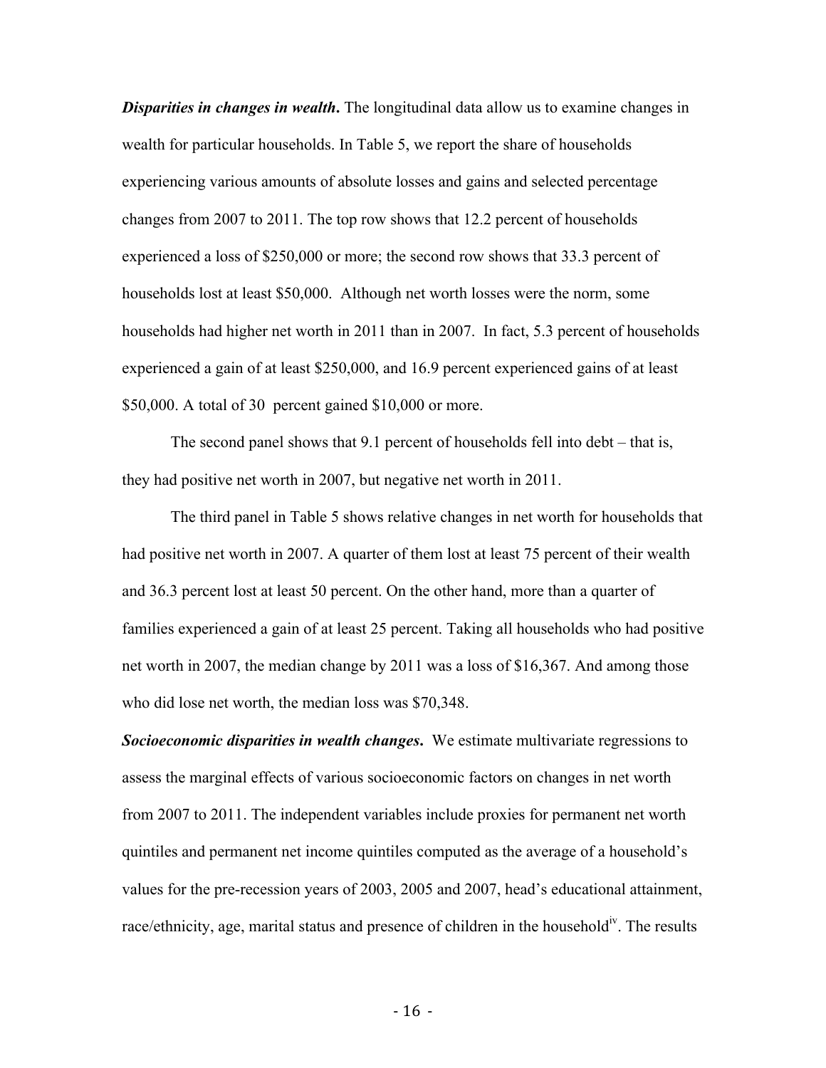***Disparities in changes in wealth*.** The longitudinal data allow us to examine changes in wealth for particular households. In Table 5, we report the share of households experiencing various amounts of absolute losses and gains and selected percentage changes from 2007 to 2011. The top row shows that 12.2 percent of households experienced a loss of $250,000 or more; the second row shows that 33.3 percent of households lost at least $50,000. Although net worth losses were the norm, some households had higher net worth in 2011 than in 2007. In fact, 5.3 percent of households experienced a gain of at least $250,000, and 16.9 percent experienced gains of at least $50,000. A total of 30 percent gained $10,000 or more.

The second panel shows that 9.1 percent of households fell into debt – that is, they had positive net worth in 2007, but negative net worth in 2011.

The third panel in Table 5 shows relative changes in net worth for households that had positive net worth in 2007. A quarter of them lost at least 75 percent of their wealth and 36.3 percent lost at least 50 percent. On the other hand, more than a quarter of families experienced a gain of at least 25 percent. Taking all households who had positive net worth in 2007, the median change by 2011 was a loss of $16,367. And among those who did lose net worth, the median loss was $70,348.

***Socioeconomic disparities in wealth changes*.** We estimate multivariate regressions to assess the marginal effects of various socioeconomic factors on changes in net worth from 2007 to 2011. The independent variables include proxies for permanent net worth quintiles and permanent net income quintiles computed as the average of a household's values for the pre-recession years of 2003, 2005 and 2007, head's educational attainment, race/ethnicity, age, marital status and presence of children in the household[iv]. The results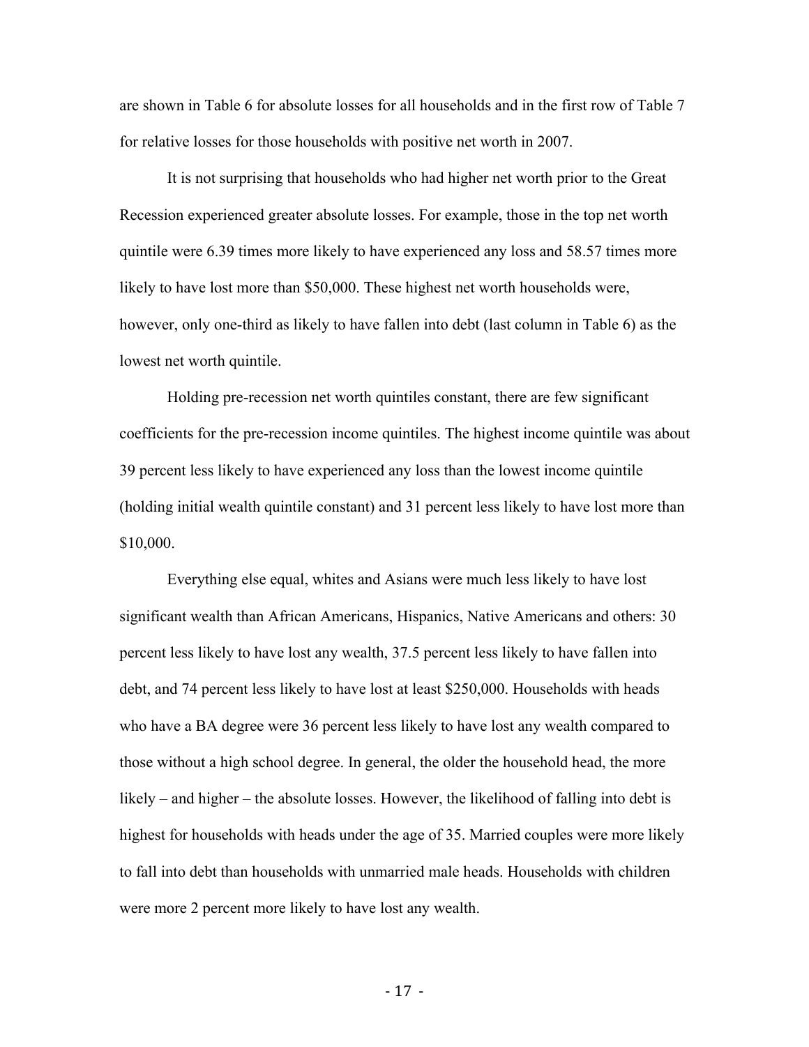are shown in Table 6 for absolute losses for all households and in the first row of Table 7 for relative losses for those households with positive net worth in 2007.

It is not surprising that households who had higher net worth prior to the Great Recession experienced greater absolute losses. For example, those in the top net worth quintile were 6.39 times more likely to have experienced any loss and 58.57 times more likely to have lost more than $50,000. These highest net worth households were, however, only one-third as likely to have fallen into debt (last column in Table 6) as the lowest net worth quintile.

Holding pre-recession net worth quintiles constant, there are few significant coefficients for the pre-recession income quintiles. The highest income quintile was about 39 percent less likely to have experienced any loss than the lowest income quintile (holding initial wealth quintile constant) and 31 percent less likely to have lost more than $10,000.

Everything else equal, whites and Asians were much less likely to have lost significant wealth than African Americans, Hispanics, Native Americans and others: 30 percent less likely to have lost any wealth, 37.5 percent less likely to have fallen into debt, and 74 percent less likely to have lost at least $250,000. Households with heads who have a BA degree were 36 percent less likely to have lost any wealth compared to those without a high school degree. In general, the older the household head, the more likely – and higher – the absolute losses. However, the likelihood of falling into debt is highest for households with heads under the age of 35. Married couples were more likely to fall into debt than households with unmarried male heads. Households with children were more 2 percent more likely to have lost any wealth.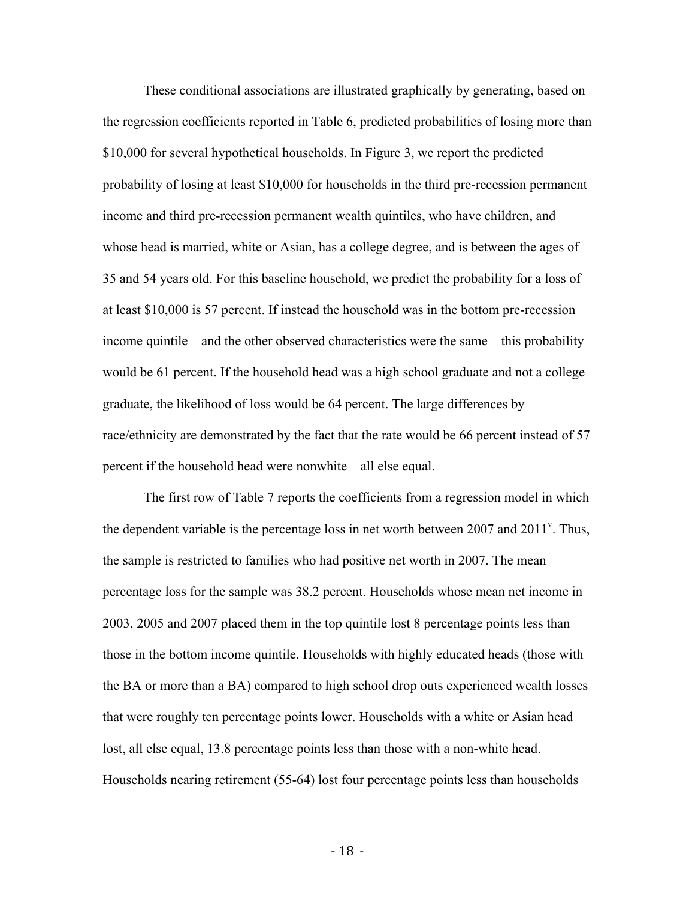These conditional associations are illustrated graphically by generating, based on the regression coefficients reported in Table 6, predicted probabilities of losing more than $10,000 for several hypothetical households. In Figure 3, we report the predicted probability of losing at least $10,000 for households in the third pre-recession permanent income and third pre-recession permanent wealth quintiles, who have children, and whose head is married, white or Asian, has a college degree, and is between the ages of 35 and 54 years old. For this baseline household, we predict the probability for a loss of at least $10,000 is 57 percent. If instead the household was in the bottom pre-recession income quintile – and the other observed characteristics were the same – this probability would be 61 percent. If the household head was a high school graduate and not a college graduate, the likelihood of loss would be 64 percent. The large differences by race/ethnicity are demonstrated by the fact that the rate would be 66 percent instead of 57 percent if the household head were nonwhite – all else equal.

The first row of Table 7 reports the coefficients from a regression model in which the dependent variable is the percentage loss in net worth between 2007 and 2011[v]. Thus, the sample is restricted to families who had positive net worth in 2007. The mean percentage loss for the sample was 38.2 percent. Households whose mean net income in 2003, 2005 and 2007 placed them in the top quintile lost 8 percentage points less than those in the bottom income quintile. Households with highly educated heads (those with the BA or more than a BA) compared to high school drop outs experienced wealth losses that were roughly ten percentage points lower. Households with a white or Asian head lost, all else equal, 13.8 percentage points less than those with a non-white head. Households nearing retirement (55-64) lost four percentage points less than households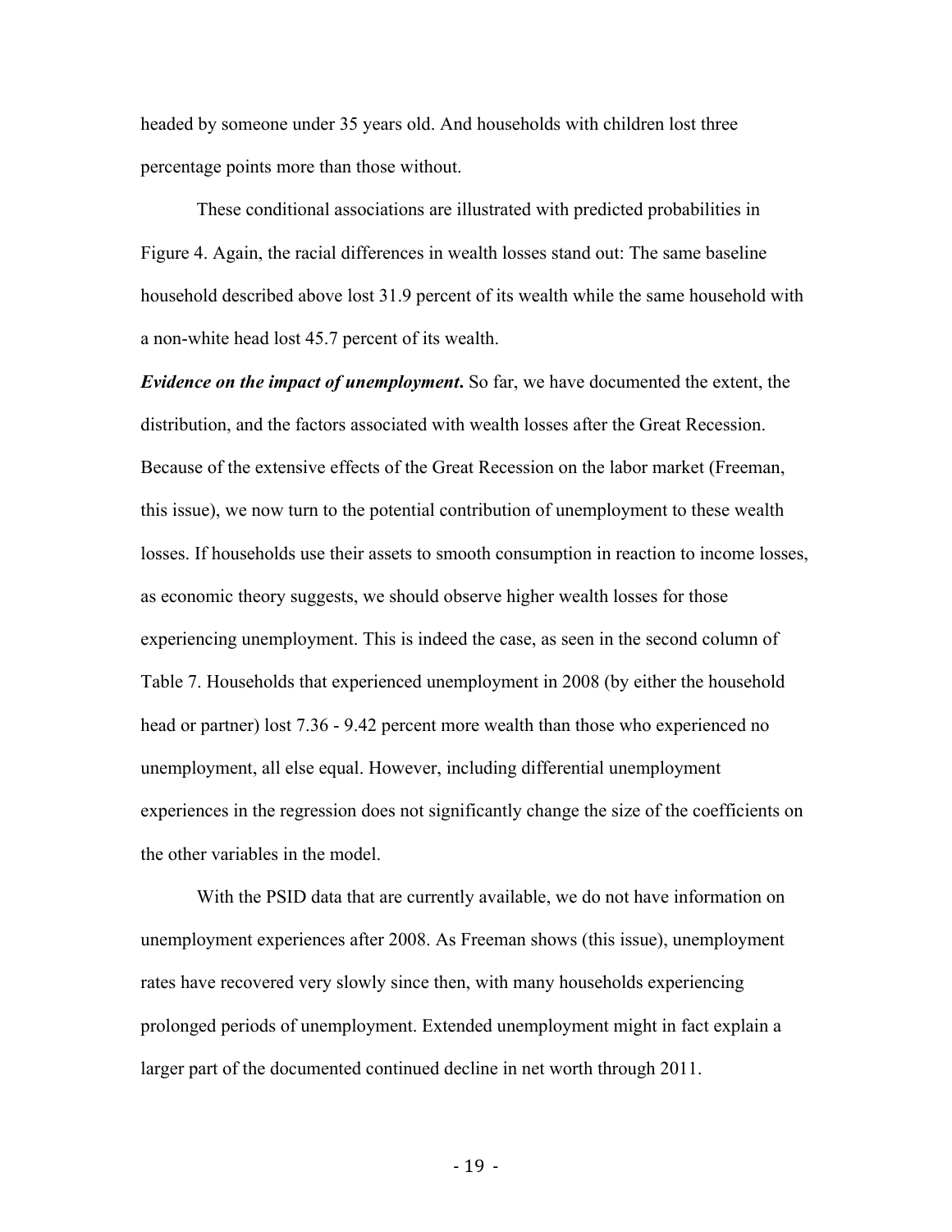headed by someone under 35 years old. And households with children lost three percentage points more than those without.

These conditional associations are illustrated with predicted probabilities in Figure 4. Again, the racial differences in wealth losses stand out: The same baseline household described above lost 31.9 percent of its wealth while the same household with a non-white head lost 45.7 percent of its wealth.

***Evidence on the impact of unemployment.*** So far, we have documented the extent, the distribution, and the factors associated with wealth losses after the Great Recession. Because of the extensive effects of the Great Recession on the labor market (Freeman, this issue), we now turn to the potential contribution of unemployment to these wealth losses. If households use their assets to smooth consumption in reaction to income losses, as economic theory suggests, we should observe higher wealth losses for those experiencing unemployment. This is indeed the case, as seen in the second column of Table 7. Households that experienced unemployment in 2008 (by either the household head or partner) lost 7.36 - 9.42 percent more wealth than those who experienced no unemployment, all else equal. However, including differential unemployment experiences in the regression does not significantly change the size of the coefficients on the other variables in the model.

With the PSID data that are currently available, we do not have information on unemployment experiences after 2008. As Freeman shows (this issue), unemployment rates have recovered very slowly since then, with many households experiencing prolonged periods of unemployment. Extended unemployment might in fact explain a larger part of the documented continued decline in net worth through 2011.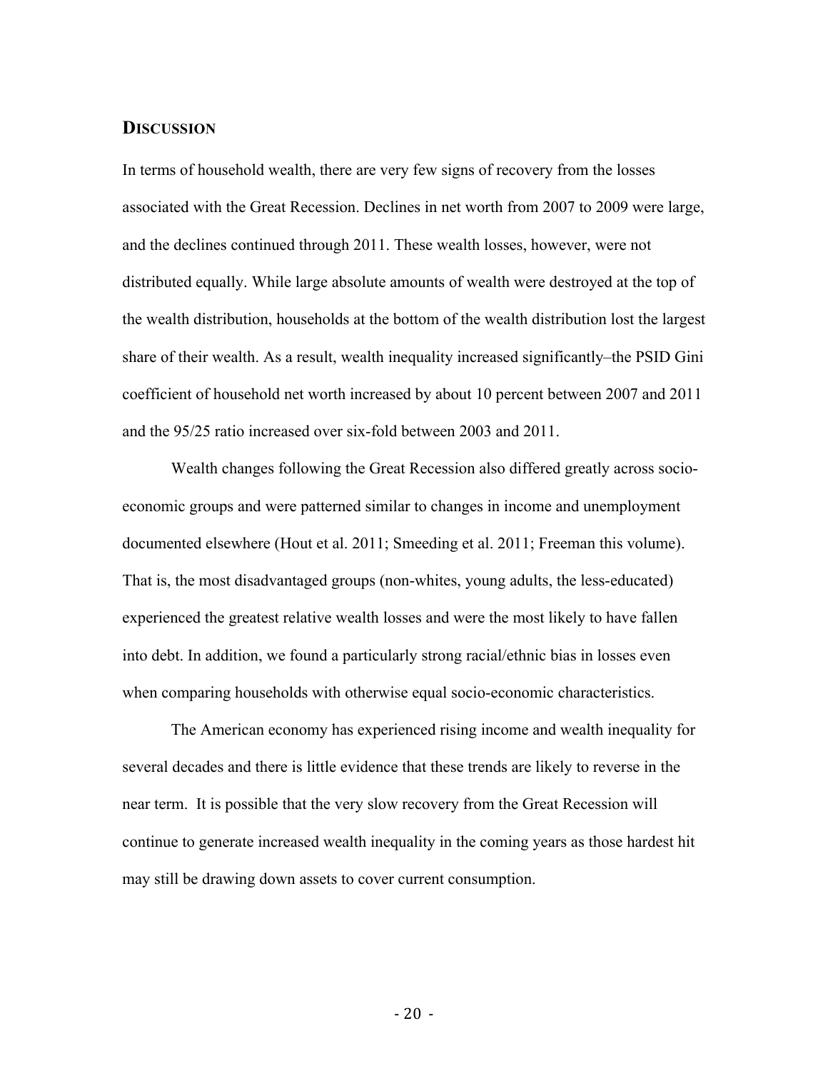## DISCUSSION

In terms of household wealth, there are very few signs of recovery from the losses associated with the Great Recession. Declines in net worth from 2007 to 2009 were large, and the declines continued through 2011. These wealth losses, however, were not distributed equally. While large absolute amounts of wealth were destroyed at the top of the wealth distribution, households at the bottom of the wealth distribution lost the largest share of their wealth. As a result, wealth inequality increased significantly–the PSID Gini coefficient of household net worth increased by about 10 percent between 2007 and 2011 and the 95/25 ratio increased over six-fold between 2003 and 2011.

Wealth changes following the Great Recession also differed greatly across socio-economic groups and were patterned similar to changes in income and unemployment documented elsewhere (Hout et al. 2011; Smeeding et al. 2011; Freeman this volume). That is, the most disadvantaged groups (non-whites, young adults, the less-educated) experienced the greatest relative wealth losses and were the most likely to have fallen into debt. In addition, we found a particularly strong racial/ethnic bias in losses even when comparing households with otherwise equal socio-economic characteristics.

The American economy has experienced rising income and wealth inequality for several decades and there is little evidence that these trends are likely to reverse in the near term. It is possible that the very slow recovery from the Great Recession will continue to generate increased wealth inequality in the coming years as those hardest hit may still be drawing down assets to cover current consumption.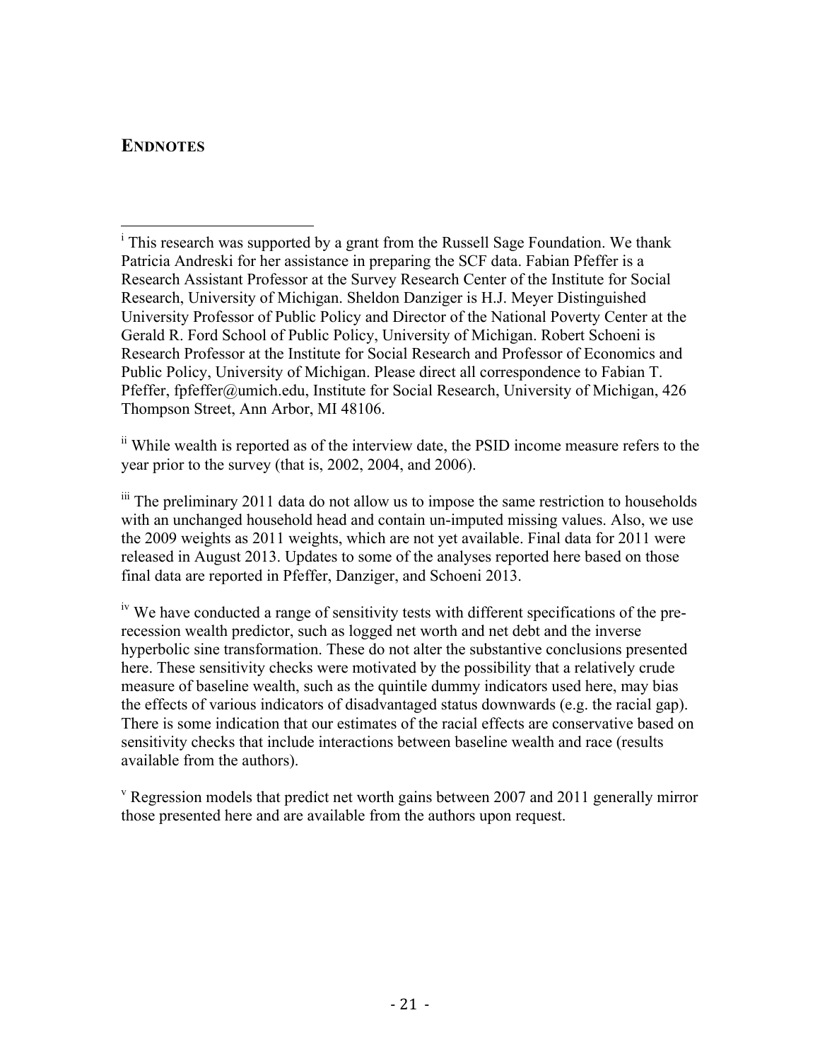## Endnotes

[i] This research was supported by a grant from the Russell Sage Foundation. We thank Patricia Andreski for her assistance in preparing the SCF data. Fabian Pfeffer is a Research Assistant Professor at the Survey Research Center of the Institute for Social Research, University of Michigan. Sheldon Danziger is H.J. Meyer Distinguished University Professor of Public Policy and Director of the National Poverty Center at the Gerald R. Ford School of Public Policy, University of Michigan. Robert Schoeni is Research Professor at the Institute for Social Research and Professor of Economics and Public Policy, University of Michigan. Please direct all correspondence to Fabian T. Pfeffer, fpfeffer@umich.edu, Institute for Social Research, University of Michigan, 426 Thompson Street, Ann Arbor, MI 48106.

[ii] While wealth is reported as of the interview date, the PSID income measure refers to the year prior to the survey (that is, 2002, 2004, and 2006).

[iii] The preliminary 2011 data do not allow us to impose the same restriction to households with an unchanged household head and contain un-imputed missing values. Also, we use the 2009 weights as 2011 weights, which are not yet available. Final data for 2011 were released in August 2013. Updates to some of the analyses reported here based on those final data are reported in Pfeffer, Danziger, and Schoeni 2013.

[iv] We have conducted a range of sensitivity tests with different specifications of the pre-recession wealth predictor, such as logged net worth and net debt and the inverse hyperbolic sine transformation. These do not alter the substantive conclusions presented here. These sensitivity checks were motivated by the possibility that a relatively crude measure of baseline wealth, such as the quintile dummy indicators used here, may bias the effects of various indicators of disadvantaged status downwards (e.g. the racial gap). There is some indication that our estimates of the racial effects are conservative based on sensitivity checks that include interactions between baseline wealth and race (results available from the authors).

[v] Regression models that predict net worth gains between 2007 and 2011 generally mirror those presented here and are available from the authors upon request.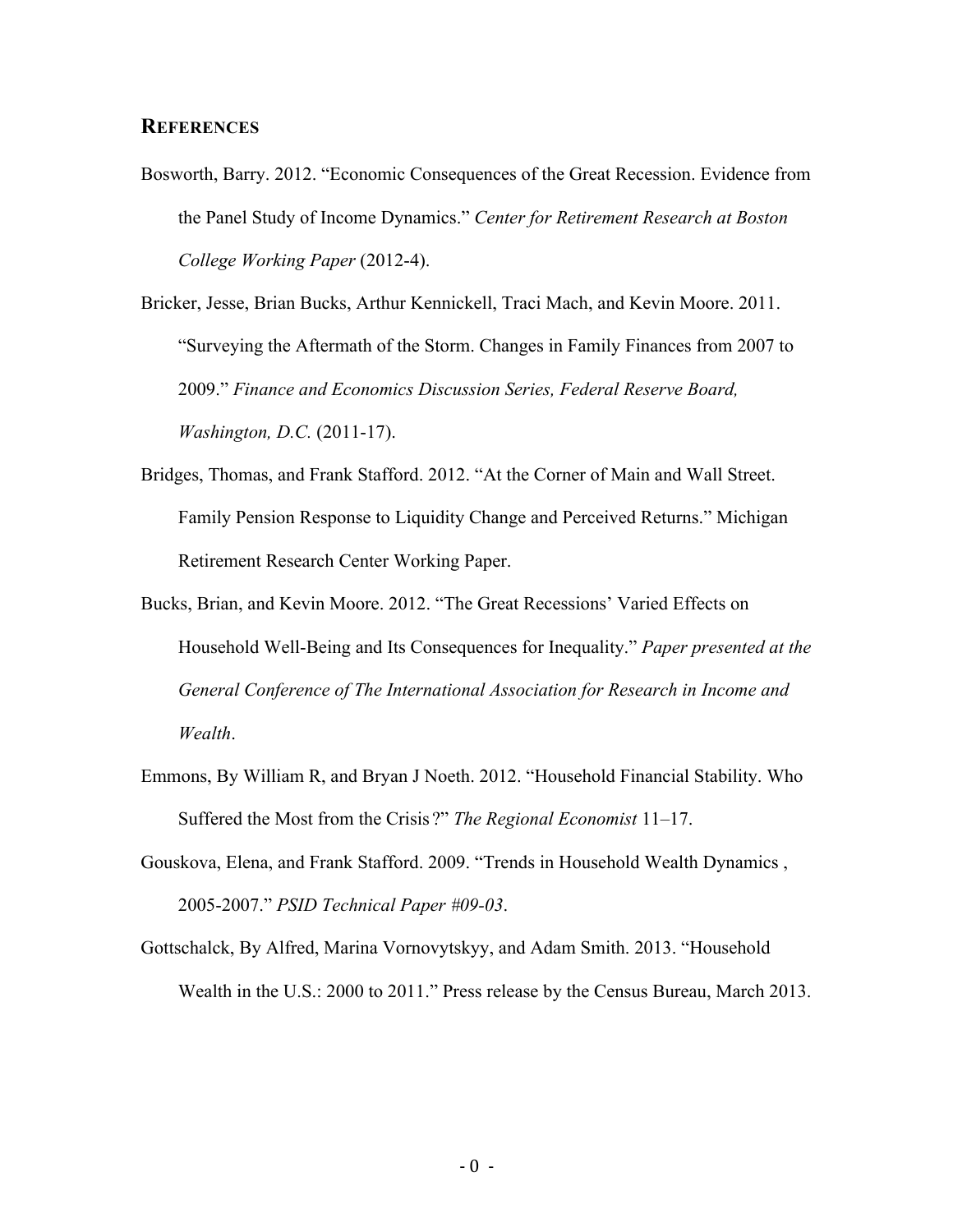## REFERENCES

Bosworth, Barry. 2012. "Economic Consequences of the Great Recession. Evidence from the Panel Study of Income Dynamics." *Center for Retirement Research at Boston College Working Paper* (2012-4).

Bricker, Jesse, Brian Bucks, Arthur Kennickell, Traci Mach, and Kevin Moore. 2011. "Surveying the Aftermath of the Storm. Changes in Family Finances from 2007 to 2009." *Finance and Economics Discussion Series, Federal Reserve Board, Washington, D.C.* (2011-17).

Bridges, Thomas, and Frank Stafford. 2012. "At the Corner of Main and Wall Street. Family Pension Response to Liquidity Change and Perceived Returns." Michigan Retirement Research Center Working Paper.

Bucks, Brian, and Kevin Moore. 2012. "The Great Recessions' Varied Effects on Household Well-Being and Its Consequences for Inequality." *Paper presented at the General Conference of The International Association for Research in Income and Wealth*.

Emmons, By William R, and Bryan J Noeth. 2012. "Household Financial Stability. Who Suffered the Most from the Crisis ?" *The Regional Economist* 11–17.

Gouskova, Elena, and Frank Stafford. 2009. "Trends in Household Wealth Dynamics , 2005-2007." *PSID Technical Paper #09-03*.

Gottschalck, By Alfred, Marina Vornovytskyy, and Adam Smith. 2013. "Household Wealth in the U.S.: 2000 to 2011." Press release by the Census Bureau, March 2013.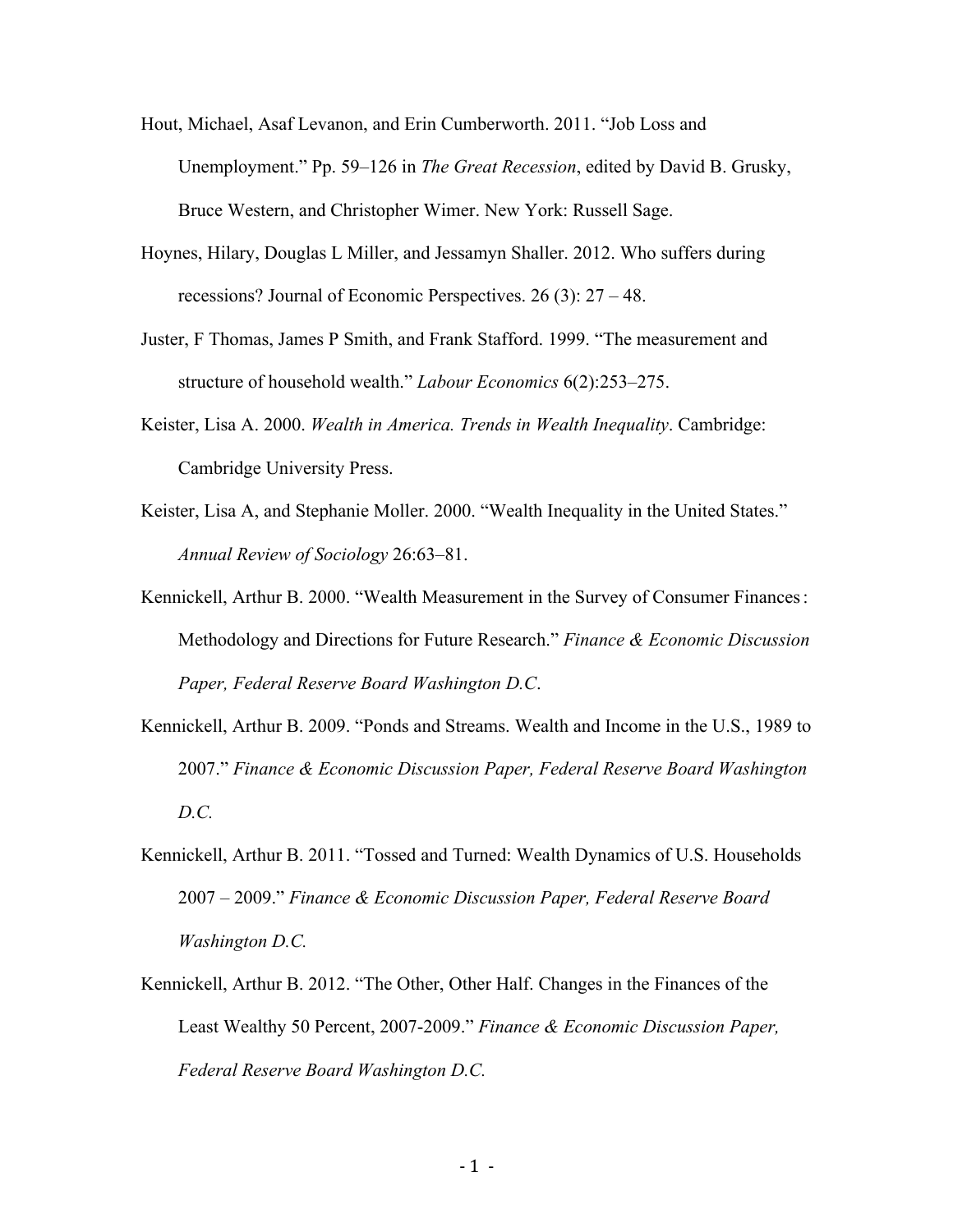Hout, Michael, Asaf Levanon, and Erin Cumberworth. 2011. "Job Loss and Unemployment." Pp. 59–126 in *The Great Recession*, edited by David B. Grusky, Bruce Western, and Christopher Wimer. New York: Russell Sage.

Hoynes, Hilary, Douglas L Miller, and Jessamyn Shaller. 2012. Who suffers during recessions? Journal of Economic Perspectives. 26 (3): 27 – 48.

Juster, F Thomas, James P Smith, and Frank Stafford. 1999. "The measurement and structure of household wealth." *Labour Economics* 6(2):253–275.

Keister, Lisa A. 2000. *Wealth in America. Trends in Wealth Inequality*. Cambridge: Cambridge University Press.

Keister, Lisa A, and Stephanie Moller. 2000. "Wealth Inequality in the United States." *Annual Review of Sociology* 26:63–81.

Kennickell, Arthur B. 2000. "Wealth Measurement in the Survey of Consumer Finances: Methodology and Directions for Future Research." *Finance & Economic Discussion Paper, Federal Reserve Board Washington D.C.*

Kennickell, Arthur B. 2009. "Ponds and Streams. Wealth and Income in the U.S., 1989 to 2007." *Finance & Economic Discussion Paper, Federal Reserve Board Washington D.C.*

Kennickell, Arthur B. 2011. "Tossed and Turned: Wealth Dynamics of U.S. Households 2007 – 2009." *Finance & Economic Discussion Paper, Federal Reserve Board Washington D.C.*

Kennickell, Arthur B. 2012. "The Other, Other Half. Changes in the Finances of the Least Wealthy 50 Percent, 2007-2009." *Finance & Economic Discussion Paper, Federal Reserve Board Washington D.C.*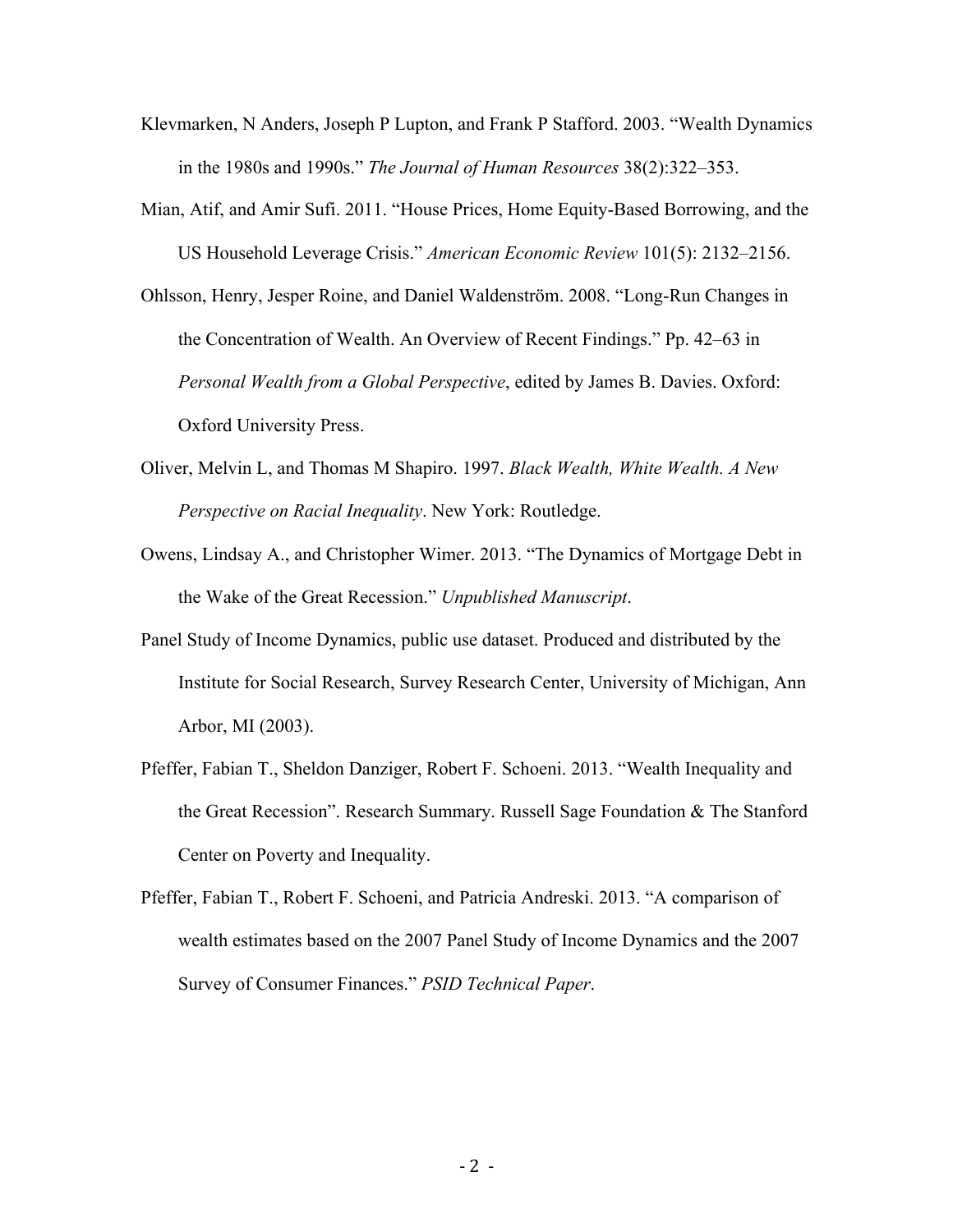Klevmarken, N Anders, Joseph P Lupton, and Frank P Stafford. 2003. "Wealth Dynamics in the 1980s and 1990s." *The Journal of Human Resources* 38(2):322–353.

Mian, Atif, and Amir Sufi. 2011. "House Prices, Home Equity-Based Borrowing, and the US Household Leverage Crisis." *American Economic Review* 101(5): 2132–2156.

Ohlsson, Henry, Jesper Roine, and Daniel Waldenström. 2008. "Long-Run Changes in the Concentration of Wealth. An Overview of Recent Findings." Pp. 42–63 in *Personal Wealth from a Global Perspective*, edited by James B. Davies. Oxford: Oxford University Press.

Oliver, Melvin L, and Thomas M Shapiro. 1997. *Black Wealth, White Wealth. A New Perspective on Racial Inequality*. New York: Routledge.

Owens, Lindsay A., and Christopher Wimer. 2013. "The Dynamics of Mortgage Debt in the Wake of the Great Recession." *Unpublished Manuscript*.

Panel Study of Income Dynamics, public use dataset. Produced and distributed by the Institute for Social Research, Survey Research Center, University of Michigan, Ann Arbor, MI (2003).

Pfeffer, Fabian T., Sheldon Danziger, Robert F. Schoeni. 2013. "Wealth Inequality and the Great Recession". Research Summary. Russell Sage Foundation & The Stanford Center on Poverty and Inequality.

Pfeffer, Fabian T., Robert F. Schoeni, and Patricia Andreski. 2013. "A comparison of wealth estimates based on the 2007 Panel Study of Income Dynamics and the 2007 Survey of Consumer Finances." *PSID Technical Paper*.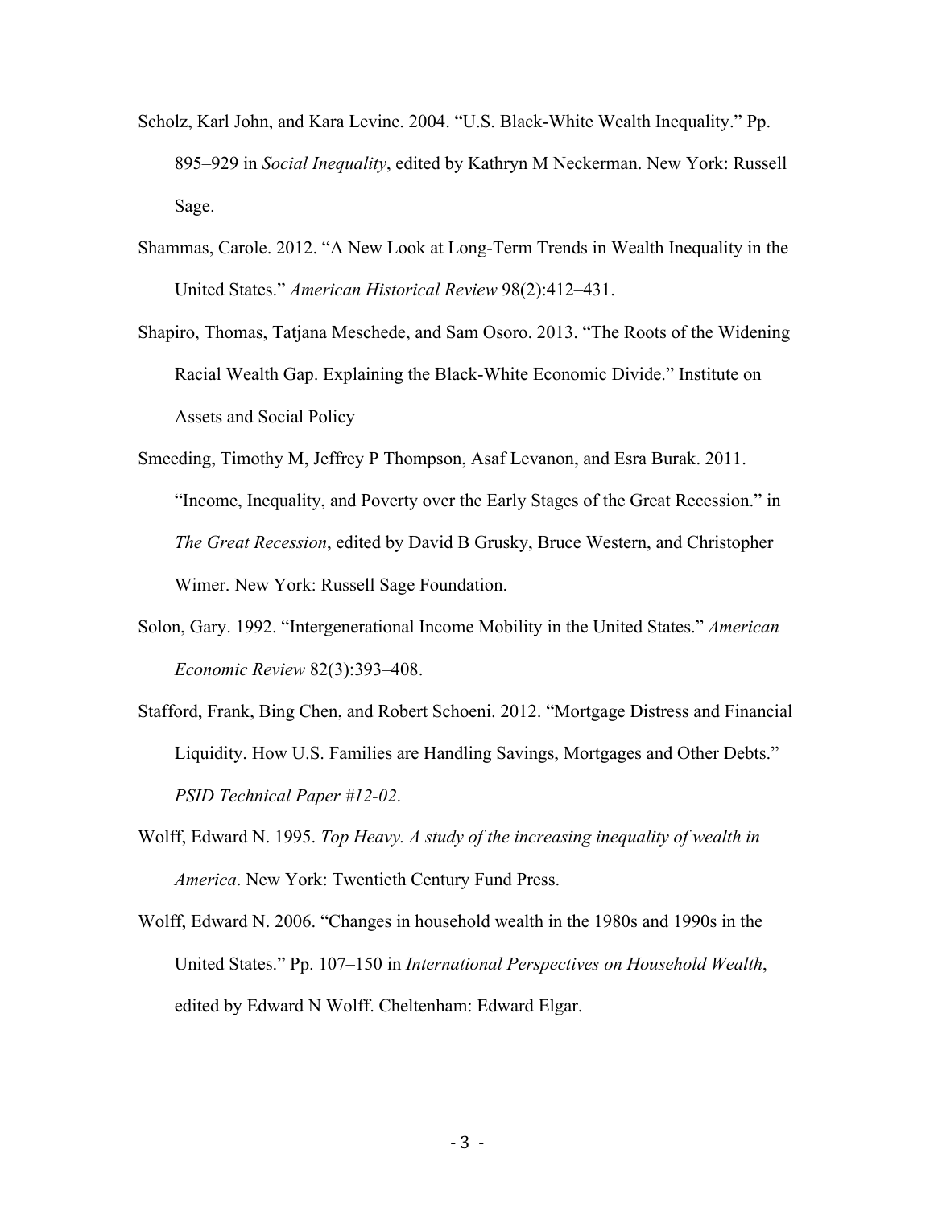Scholz, Karl John, and Kara Levine. 2004. “U.S. Black-White Wealth Inequality.” Pp. 895–929 in *Social Inequality*, edited by Kathryn M Neckerman. New York: Russell Sage.

Shammas, Carole. 2012. “A New Look at Long-Term Trends in Wealth Inequality in the United States.” *American Historical Review* 98(2):412–431.

Shapiro, Thomas, Tatjana Meschede, and Sam Osoro. 2013. “The Roots of the Widening Racial Wealth Gap. Explaining the Black-White Economic Divide.” Institute on Assets and Social Policy

Smeeding, Timothy M, Jeffrey P Thompson, Asaf Levanon, and Esra Burak. 2011. “Income, Inequality, and Poverty over the Early Stages of the Great Recession.” in *The Great Recession*, edited by David B Grusky, Bruce Western, and Christopher Wimer. New York: Russell Sage Foundation.

Solon, Gary. 1992. “Intergenerational Income Mobility in the United States.” *American Economic Review* 82(3):393–408.

Stafford, Frank, Bing Chen, and Robert Schoeni. 2012. “Mortgage Distress and Financial Liquidity. How U.S. Families are Handling Savings, Mortgages and Other Debts.” *PSID Technical Paper #12-02*.

Wolff, Edward N. 1995. *Top Heavy. A study of the increasing inequality of wealth in America*. New York: Twentieth Century Fund Press.

Wolff, Edward N. 2006. “Changes in household wealth in the 1980s and 1990s in the United States.” Pp. 107–150 in *International Perspectives on Household Wealth*, edited by Edward N Wolff. Cheltenham: Edward Elgar.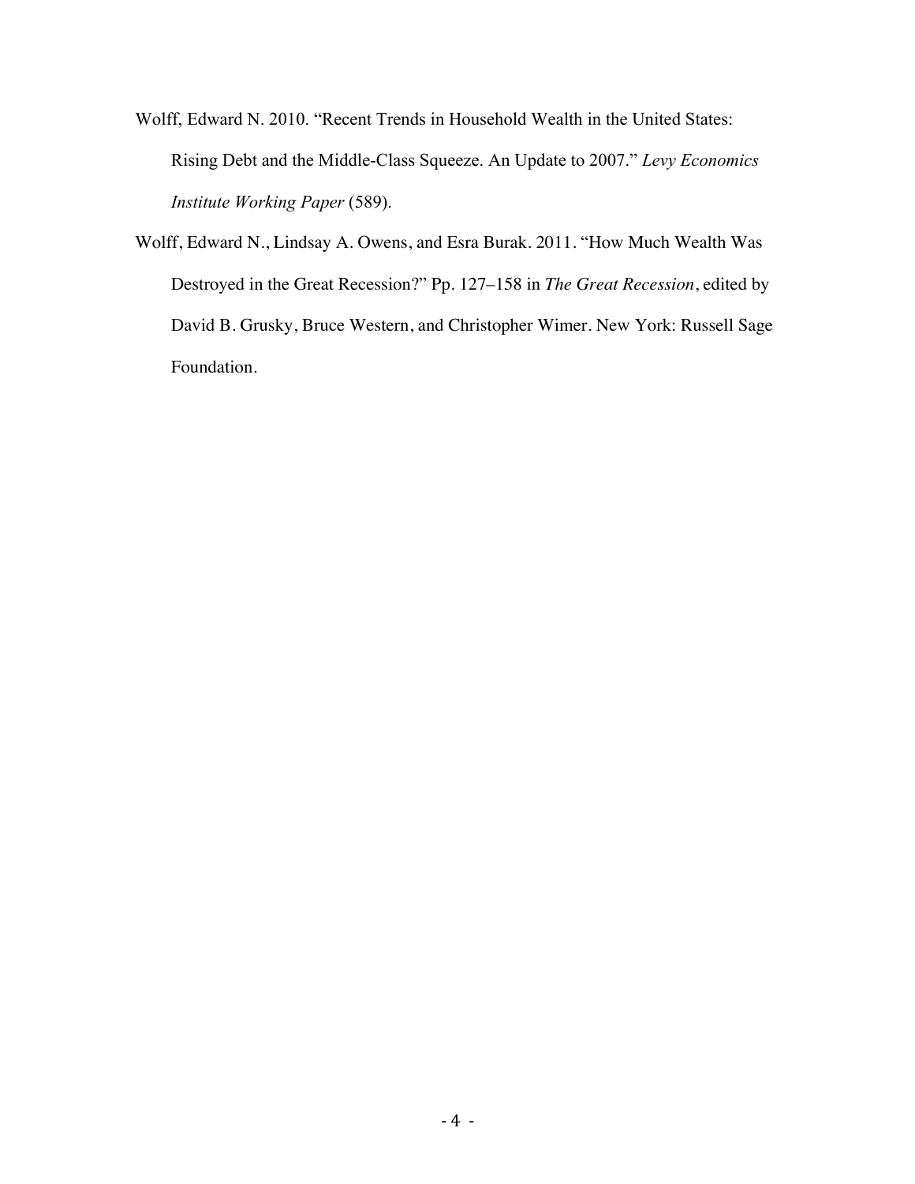Wolff, Edward N. 2010. “Recent Trends in Household Wealth in the United States: Rising Debt and the Middle-Class Squeeze. An Update to 2007.” *Levy Economics Institute Working Paper* (589).

Wolff, Edward N., Lindsay A. Owens, and Esra Burak. 2011. “How Much Wealth Was Destroyed in the Great Recession?” Pp. 127–158 in *The Great Recession*, edited by David B. Grusky, Bruce Western, and Christopher Wimer. New York: Russell Sage Foundation.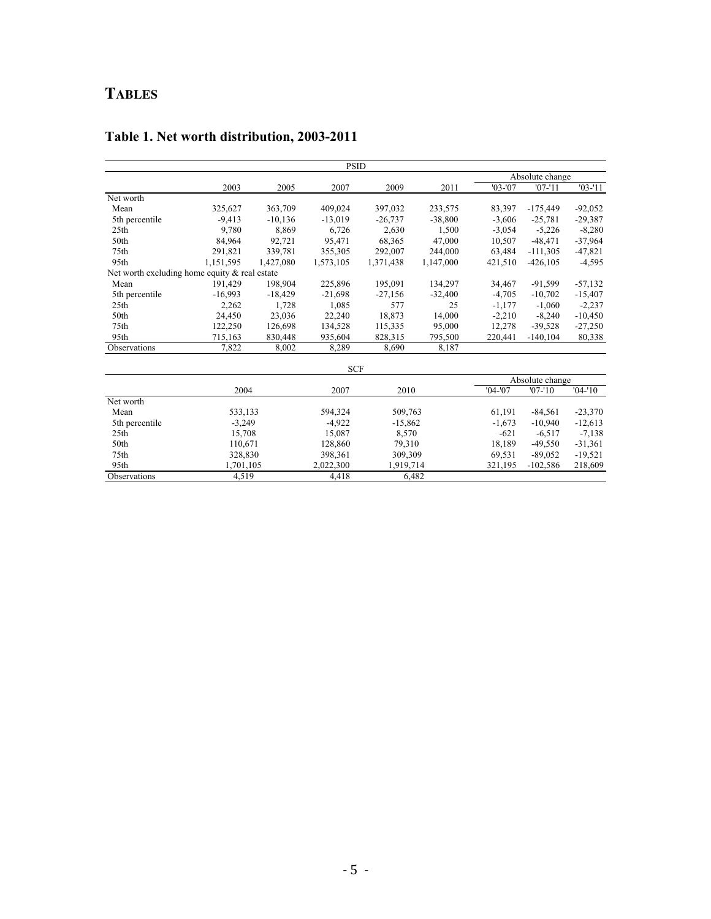# TABLES

## Table 1. Net worth distribution, 2003-2011

| PSID | | | | | | | | |
|---|---|---|---|---|---|---|---|---|
| | | | | | | Absolute change | | |
| | 2003 | 2005 | 2007 | 2009 | 2011 | '03-'07 | '07-'11 | '03-'11 |
| Net worth | | | | | | | | |
| Mean | 325,627 | 363,709 | 409,024 | 397,032 | 233,575 | 83,397 | -175,449 | -92,052 |
| 5th percentile | -9,413 | -10,136 | -13,019 | -26,737 | -38,800 | -3,606 | -25,781 | -29,387 |
| 25th | 9,780 | 8,869 | 6,726 | 2,630 | 1,500 | -3,054 | -5,226 | -8,280 |
| 50th | 84,964 | 92,721 | 95,471 | 68,365 | 47,000 | 10,507 | -48,471 | -37,964 |
| 75th | 291,821 | 339,781 | 355,305 | 292,007 | 244,000 | 63,484 | -111,305 | -47,821 |
| 95th | 1,151,595 | 1,427,080 | 1,573,105 | 1,371,438 | 1,147,000 | 421,510 | -426,105 | -4,595 |
| Net worth excluding home equity & real estate | | | | | | | | |
| Mean | 191,429 | 198,904 | 225,896 | 195,091 | 134,297 | 34,467 | -91,599 | -57,132 |
| 5th percentile | -16,993 | -18,429 | -21,698 | -27,156 | -32,400 | -4,705 | -10,702 | -15,407 |
| 25th | 2,262 | 1,728 | 1,085 | 577 | 25 | -1,177 | -1,060 | -2,237 |
| 50th | 24,450 | 23,036 | 22,240 | 18,873 | 14,000 | -2,210 | -8,240 | -10,450 |
| 75th | 122,250 | 126,698 | 134,528 | 115,335 | 95,000 | 12,278 | -39,528 | -27,250 |
| 95th | 715,163 | 830,448 | 935,604 | 828,315 | 795,500 | 220,441 | -140,104 | 80,338 |
| Observations | 7,822 | 8,002 | 8,289 | 8,690 | 8,187 | | | |

| SCF | | | | | | |
|---|---|---|---|---|---|---|
| | | | | Absolute change | | |
| | 2004 | 2007 | 2010 | '04-'07 | '07-'10 | '04-'10 |
| Net worth | | | | | | |
| Mean | 533,133 | 594,324 | 509,763 | 61,191 | -84,561 | -23,370 |
| 5th percentile | -3,249 | -4,922 | -15,862 | -1,673 | -10,940 | -12,613 |
| 25th | 15,708 | 15,087 | 8,570 | -621 | -6,517 | -7,138 |
| 50th | 110,671 | 128,860 | 79,310 | 18,189 | -49,550 | -31,361 |
| 75th | 328,830 | 398,361 | 309,309 | 69,531 | -89,052 | -19,521 |
| 95th | 1,701,105 | 2,022,300 | 1,919,714 | 321,195 | -102,586 | 218,609 |
| Observations | 4,519 | 4,418 | 6,482 | | | |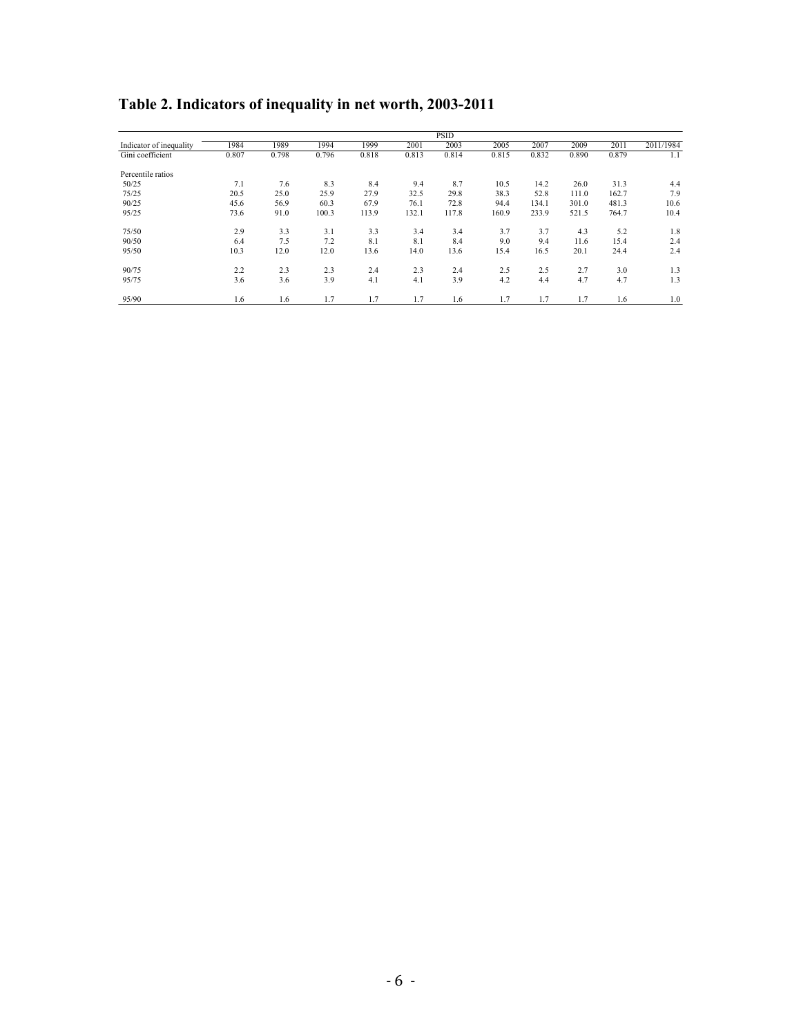# Table 2. Indicators of inequality in net worth, 2003-2011

| | PSID | | | | | | | | | | |
|---|---|---|---|---|---|---|---|---|---|---|---|
| Indicator of inequality | 1984 | 1989 | 1994 | 1999 | 2001 | 2003 | 2005 | 2007 | 2009 | 2011 | 2011/1984 |
| Gini coefficient | 0.807 | 0.798 | 0.796 | 0.818 | 0.813 | 0.814 | 0.815 | 0.832 | 0.890 | 0.879 | 1.1 |
| | | | | | | | | | | | |
| Percentile ratios | | | | | | | | | | | |
| 50/25 | 7.1 | 7.6 | 8.3 | 8.4 | 9.4 | 8.7 | 10.5 | 14.2 | 26.0 | 31.3 | 4.4 |
| 75/25 | 20.5 | 25.0 | 25.9 | 27.9 | 32.5 | 29.8 | 38.3 | 52.8 | 111.0 | 162.7 | 7.9 |
| 90/25 | 45.6 | 56.9 | 60.3 | 67.9 | 76.1 | 72.8 | 94.4 | 134.1 | 301.0 | 481.3 | 10.6 |
| 95/25 | 73.6 | 91.0 | 100.3 | 113.9 | 132.1 | 117.8 | 160.9 | 233.9 | 521.5 | 764.7 | 10.4 |
| | | | | | | | | | | | |
| 75/50 | 2.9 | 3.3 | 3.1 | 3.3 | 3.4 | 3.4 | 3.7 | 3.7 | 4.3 | 5.2 | 1.8 |
| 90/50 | 6.4 | 7.5 | 7.2 | 8.1 | 8.1 | 8.4 | 9.0 | 9.4 | 11.6 | 15.4 | 2.4 |
| 95/50 | 10.3 | 12.0 | 12.0 | 13.6 | 14.0 | 13.6 | 15.4 | 16.5 | 20.1 | 24.4 | 2.4 |
| | | | | | | | | | | | |
| 90/75 | 2.2 | 2.3 | 2.3 | 2.4 | 2.3 | 2.4 | 2.5 | 2.5 | 2.7 | 3.0 | 1.3 |
| 95/75 | 3.6 | 3.6 | 3.9 | 4.1 | 4.1 | 3.9 | 4.2 | 4.4 | 4.7 | 4.7 | 1.3 |
| | | | | | | | | | | | |
| 95/90 | 1.6 | 1.6 | 1.7 | 1.7 | 1.7 | 1.6 | 1.7 | 1.7 | 1.7 | 1.6 | 1.0 |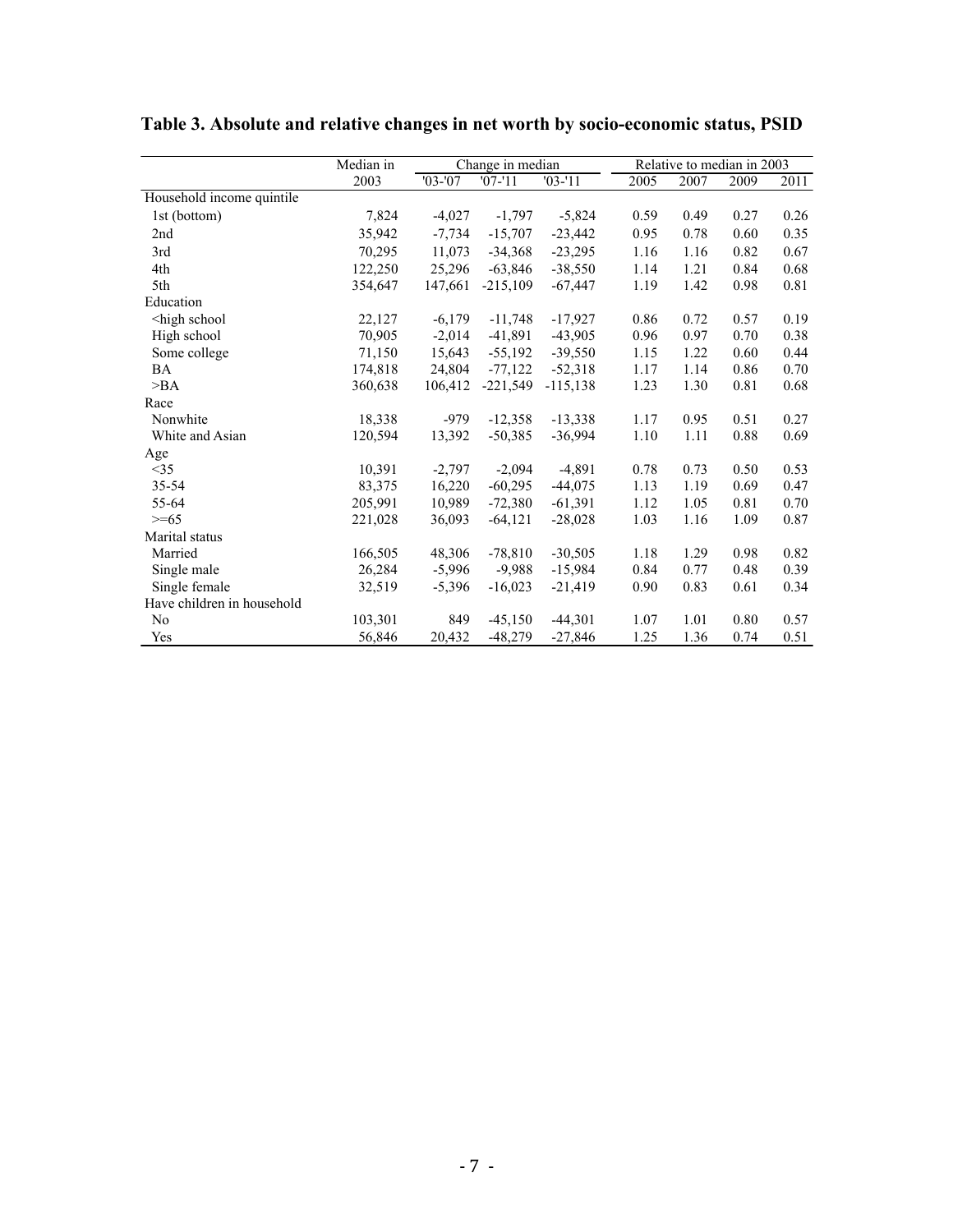**Table 3. Absolute and relative changes in net worth by socio-economic status, PSID**

| | Median in | Change in median | | | Relative to median in 2003 | | | |
|---|---|---|---|---|---|---|---|---|
| | 2003 | '03-'07 | '07-'11 | '03-'11 | 2005 | 2007 | 2009 | 2011 |
| Household income quintile | | | | | | | | |
| 1st (bottom) | 7,824 | -4,027 | -1,797 | -5,824 | 0.59 | 0.49 | 0.27 | 0.26 |
| 2nd | 35,942 | -7,734 | -15,707 | -23,442 | 0.95 | 0.78 | 0.60 | 0.35 |
| 3rd | 70,295 | 11,073 | -34,368 | -23,295 | 1.16 | 1.16 | 0.82 | 0.67 |
| 4th | 122,250 | 25,296 | -63,846 | -38,550 | 1.14 | 1.21 | 0.84 | 0.68 |
| 5th | 354,647 | 147,661 | -215,109 | -67,447 | 1.19 | 1.42 | 0.98 | 0.81 |
| Education | | | | | | | | |
| <high school | 22,127 | -6,179 | -11,748 | -17,927 | 0.86 | 0.72 | 0.57 | 0.19 |
| High school | 70,905 | -2,014 | -41,891 | -43,905 | 0.96 | 0.97 | 0.70 | 0.38 |
| Some college | 71,150 | 15,643 | -55,192 | -39,550 | 1.15 | 1.22 | 0.60 | 0.44 |
| BA | 174,818 | 24,804 | -77,122 | -52,318 | 1.17 | 1.14 | 0.86 | 0.70 |
| >BA | 360,638 | 106,412 | -221,549 | -115,138 | 1.23 | 1.30 | 0.81 | 0.68 |
| Race | | | | | | | | |
| Nonwhite | 18,338 | -979 | -12,358 | -13,338 | 1.17 | 0.95 | 0.51 | 0.27 |
| White and Asian | 120,594 | 13,392 | -50,385 | -36,994 | 1.10 | 1.11 | 0.88 | 0.69 |
| Age | | | | | | | | |
| <35 | 10,391 | -2,797 | -2,094 | -4,891 | 0.78 | 0.73 | 0.50 | 0.53 |
| 35-54 | 83,375 | 16,220 | -60,295 | -44,075 | 1.13 | 1.19 | 0.69 | 0.47 |
| 55-64 | 205,991 | 10,989 | -72,380 | -61,391 | 1.12 | 1.05 | 0.81 | 0.70 |
| >=65 | 221,028 | 36,093 | -64,121 | -28,028 | 1.03 | 1.16 | 1.09 | 0.87 |
| Marital status | | | | | | | | |
| Married | 166,505 | 48,306 | -78,810 | -30,505 | 1.18 | 1.29 | 0.98 | 0.82 |
| Single male | 26,284 | -5,996 | -9,988 | -15,984 | 0.84 | 0.77 | 0.48 | 0.39 |
| Single female | 32,519 | -5,396 | -16,023 | -21,419 | 0.90 | 0.83 | 0.61 | 0.34 |
| Have children in household | | | | | | | | |
| No | 103,301 | 849 | -45,150 | -44,301 | 1.07 | 1.01 | 0.80 | 0.57 |
| Yes | 56,846 | 20,432 | -48,279 | -27,846 | 1.25 | 1.36 | 0.74 | 0.51 |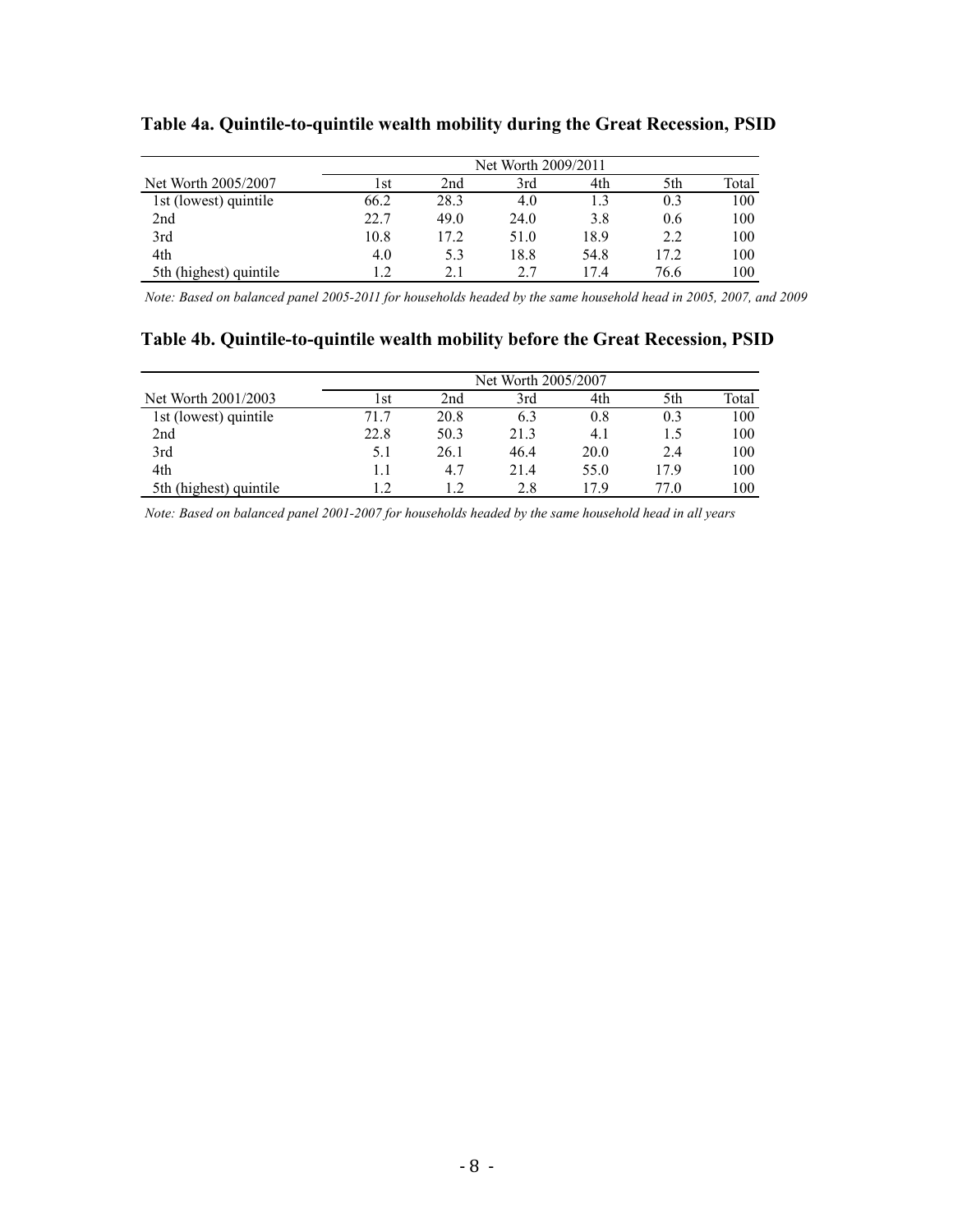**Table 4a. Quintile-to-quintile wealth mobility during the Great Recession, PSID**

| | Net Worth 2009/2011 | | | | | |
|---|---|---|---|---|---|---|
| Net Worth 2005/2007 | 1st | 2nd | 3rd | 4th | 5th | Total |
| 1st (lowest) quintile | 66.2 | 28.3 | 4.0 | 1.3 | 0.3 | 100 |
| 2nd | 22.7 | 49.0 | 24.0 | 3.8 | 0.6 | 100 |
| 3rd | 10.8 | 17.2 | 51.0 | 18.9 | 2.2 | 100 |
| 4th | 4.0 | 5.3 | 18.8 | 54.8 | 17.2 | 100 |
| 5th (highest) quintile | 1.2 | 2.1 | 2.7 | 17.4 | 76.6 | 100 |

*Note: Based on balanced panel 2005-2011 for households headed by the same household head in 2005, 2007, and 2009*

**Table 4b. Quintile-to-quintile wealth mobility before the Great Recession, PSID**

| | Net Worth 2005/2007 | | | | | |
|---|---|---|---|---|---|---|
| Net Worth 2001/2003 | 1st | 2nd | 3rd | 4th | 5th | Total |
| 1st (lowest) quintile | 71.7 | 20.8 | 6.3 | 0.8 | 0.3 | 100 |
| 2nd | 22.8 | 50.3 | 21.3 | 4.1 | 1.5 | 100 |
| 3rd | 5.1 | 26.1 | 46.4 | 20.0 | 2.4 | 100 |
| 4th | 1.1 | 4.7 | 21.4 | 55.0 | 17.9 | 100 |
| 5th (highest) quintile | 1.2 | 1.2 | 2.8 | 17.9 | 77.0 | 100 |

*Note: Based on balanced panel 2001-2007 for households headed by the same household head in all years*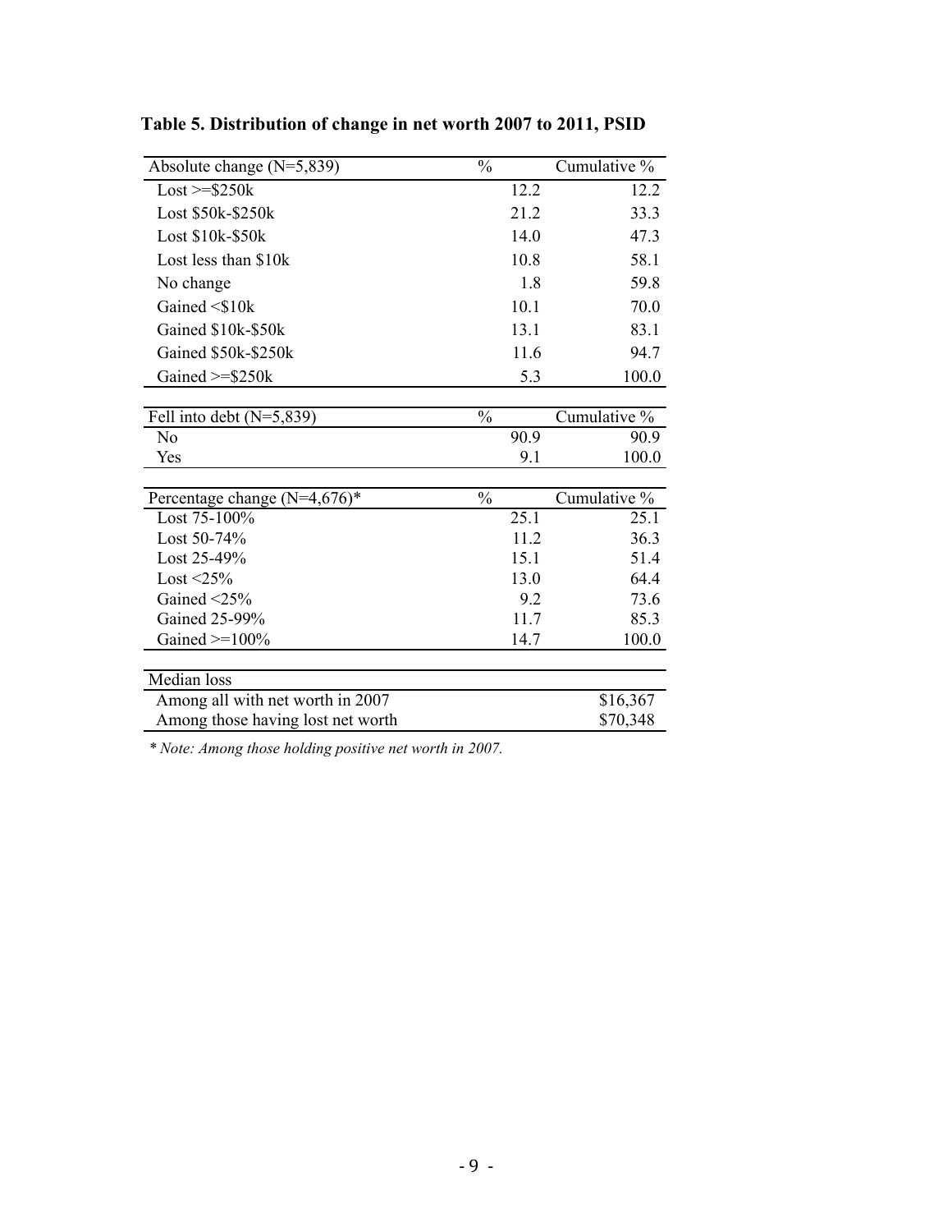**Table 5. Distribution of change in net worth 2007 to 2011, PSID**

| Absolute change (N=5,839) | % | Cumulative % |
|---|---|---|
| Lost >=$250k | 12.2 | 12.2 |
| Lost $50k-$250k | 21.2 | 33.3 |
| Lost $10k-$50k | 14.0 | 47.3 |
| Lost less than $10k | 10.8 | 58.1 |
| No change | 1.8 | 59.8 |
| Gained <$10k | 10.1 | 70.0 |
| Gained $10k-$50k | 13.1 | 83.1 |
| Gained $50k-$250k | 11.6 | 94.7 |
| Gained >=$250k | 5.3 | 100.0 |

| Fell into debt (N=5,839) | % | Cumulative % |
|---|---|---|
| No | 90.9 | 90.9 |
| Yes | 9.1 | 100.0 |

| Percentage change (N=4,676)* | % | Cumulative % |
|---|---|---|
| Lost 75-100% | 25.1 | 25.1 |
| Lost 50-74% | 11.2 | 36.3 |
| Lost 25-49% | 15.1 | 51.4 |
| Lost <25% | 13.0 | 64.4 |
| Gained <25% | 9.2 | 73.6 |
| Gained 25-99% | 11.7 | 85.3 |
| Gained >=100% | 14.7 | 100.0 |

| Median loss | |
|---|---|
| Among all with net worth in 2007 | $16,367 |
| Among those having lost net worth | $70,348 |

*\* Note: Among those holding positive net worth in 2007.*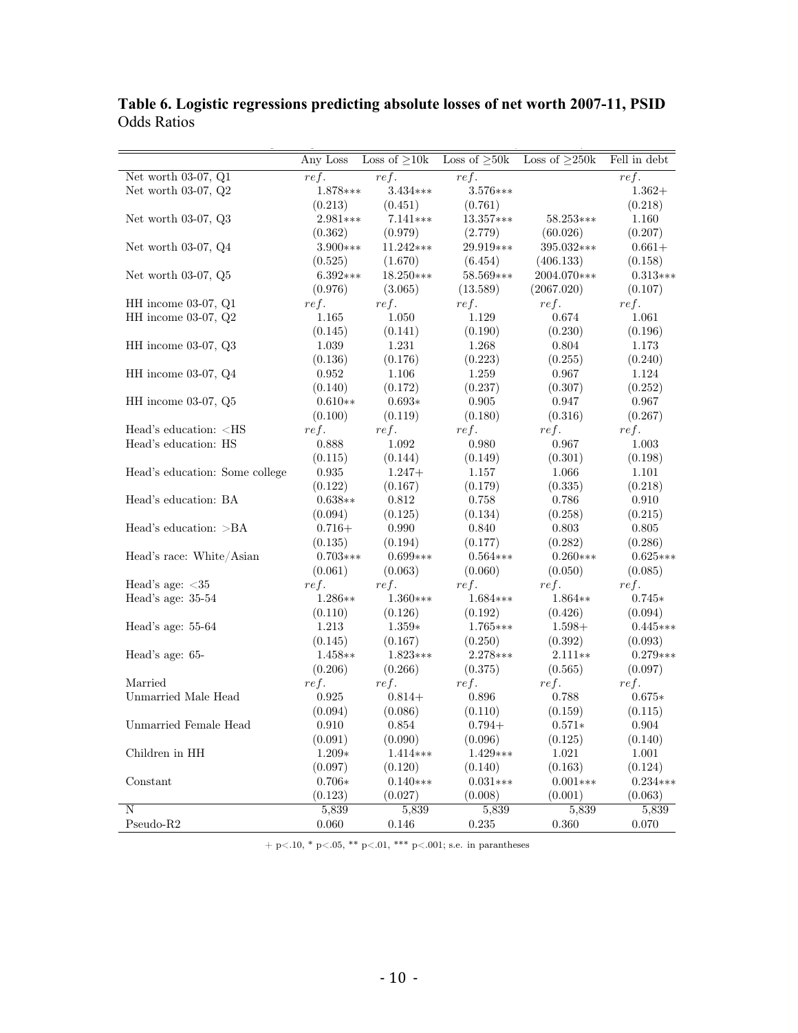**Table 6. Logistic regressions predicting absolute losses of net worth 2007-11, PSID**
Odds Ratios

| | Any Loss | Loss of ≥10k | Loss of ≥50k | Loss of ≥250k | Fell in debt |
|---|---|---|---|---|---|
| Net worth 03-07, Q1 | *ref.* | *ref.* | *ref.* | | *ref.* |
| Net worth 03-07, Q2 | 1.878*** | 3.434*** | 3.576*** | | 1.362+ |
| | (0.213) | (0.451) | (0.761) | | (0.218) |
| Net worth 03-07, Q3 | 2.981*** | 7.141*** | 13.357*** | 58.253*** | 1.160 |
| | (0.362) | (0.979) | (2.779) | (60.026) | (0.207) |
| Net worth 03-07, Q4 | 3.900*** | 11.242*** | 29.919*** | 395.032*** | 0.661+ |
| | (0.525) | (1.670) | (6.454) | (406.133) | (0.158) |
| Net worth 03-07, Q5 | 6.392*** | 18.250*** | 58.569*** | 2004.070*** | 0.313*** |
| | (0.976) | (3.065) | (13.589) | (2067.020) | (0.107) |
| HH income 03-07, Q1 | *ref.* | *ref.* | *ref.* | *ref.* | *ref.* |
| HH income 03-07, Q2 | 1.165 | 1.050 | 1.129 | 0.674 | 1.061 |
| | (0.145) | (0.141) | (0.190) | (0.230) | (0.196) |
| HH income 03-07, Q3 | 1.039 | 1.231 | 1.268 | 0.804 | 1.173 |
| | (0.136) | (0.176) | (0.223) | (0.255) | (0.240) |
| HH income 03-07, Q4 | 0.952 | 1.106 | 1.259 | 0.967 | 1.124 |
| | (0.140) | (0.172) | (0.237) | (0.307) | (0.252) |
| HH income 03-07, Q5 | 0.610** | 0.693* | 0.905 | 0.947 | 0.967 |
| | (0.100) | (0.119) | (0.180) | (0.316) | (0.267) |
| Head's education: <HS | *ref.* | *ref.* | *ref.* | *ref.* | *ref.* |
| Head's education: HS | 0.888 | 1.092 | 0.980 | 0.967 | 1.003 |
| | (0.115) | (0.144) | (0.149) | (0.301) | (0.198) |
| Head's education: Some college | 0.935 | 1.247+ | 1.157 | 1.066 | 1.101 |
| | (0.122) | (0.167) | (0.179) | (0.335) | (0.218) |
| Head's education: BA | 0.638** | 0.812 | 0.758 | 0.786 | 0.910 |
| | (0.094) | (0.125) | (0.134) | (0.258) | (0.215) |
| Head's education: >BA | 0.716+ | 0.990 | 0.840 | 0.803 | 0.805 |
| | (0.135) | (0.194) | (0.177) | (0.282) | (0.286) |
| Head's race: White/Asian | 0.703*** | 0.699*** | 0.564*** | 0.260*** | 0.625*** |
| | (0.061) | (0.063) | (0.060) | (0.050) | (0.085) |
| Head's age: <35 | *ref.* | *ref.* | *ref.* | *ref.* | *ref.* |
| Head's age: 35-54 | 1.286** | 1.360*** | 1.684*** | 1.864** | 0.745* |
| | (0.110) | (0.126) | (0.192) | (0.426) | (0.094) |
| Head's age: 55-64 | 1.213 | 1.359* | 1.765*** | 1.598+ | 0.445*** |
| | (0.145) | (0.167) | (0.250) | (0.392) | (0.093) |
| Head's age: 65- | 1.458** | 1.823*** | 2.278*** | 2.111** | 0.279*** |
| | (0.206) | (0.266) | (0.375) | (0.565) | (0.097) |
| Married | *ref.* | *ref.* | *ref.* | *ref.* | *ref.* |
| Unmarried Male Head | 0.925 | 0.814+ | 0.896 | 0.788 | 0.675* |
| | (0.094) | (0.086) | (0.110) | (0.159) | (0.115) |
| Unmarried Female Head | 0.910 | 0.854 | 0.794+ | 0.571* | 0.904 |
| | (0.091) | (0.090) | (0.096) | (0.125) | (0.140) |
| Children in HH | 1.209* | 1.414*** | 1.429*** | 1.021 | 1.001 |
| | (0.097) | (0.120) | (0.140) | (0.163) | (0.124) |
| Constant | 0.706* | 0.140*** | 0.031*** | 0.001*** | 0.234*** |
| | (0.123) | (0.027) | (0.008) | (0.001) | (0.063) |
| N | 5,839 | 5,839 | 5,839 | 5,839 | 5,839 |
| Pseudo-R2 | 0.060 | 0.146 | 0.235 | 0.360 | 0.070 |

+ p<.10, * p<.05, ** p<.01, *** p<.001; s.e. in parantheses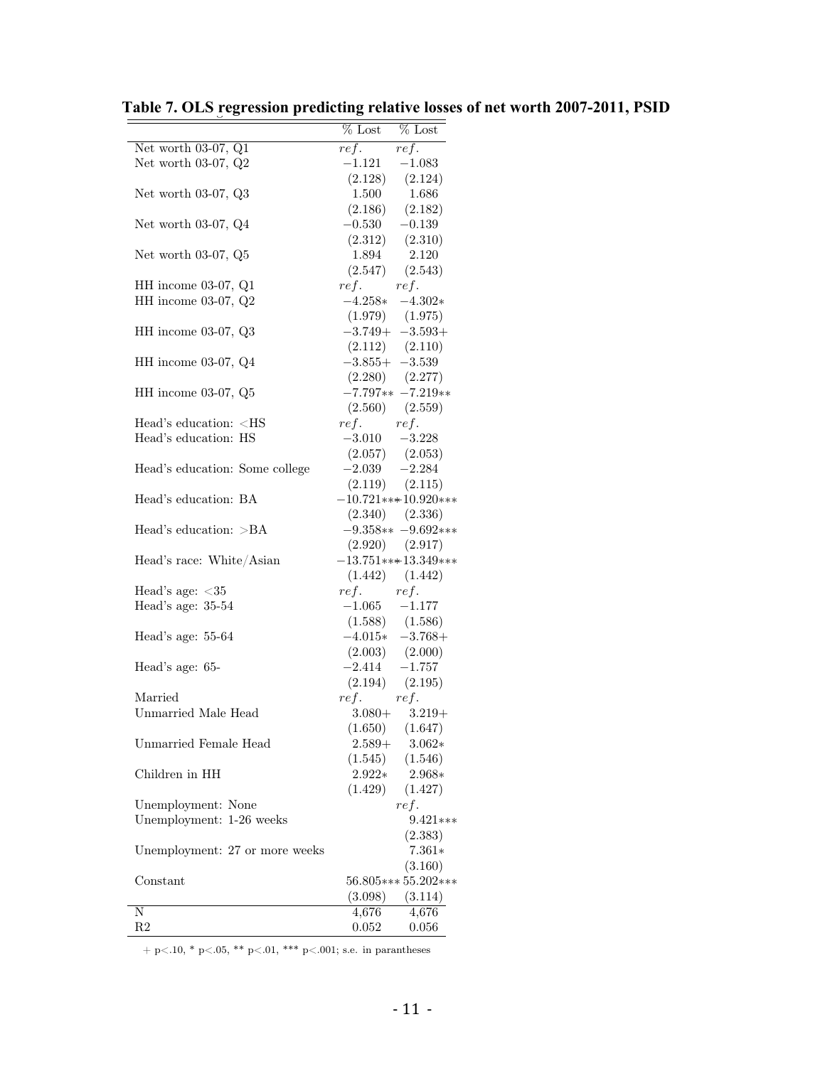**Table 7. OLS regression predicting relative losses of net worth 2007-2011, PSID**

| | % Lost | % Lost |
|---|---|---|
| Net worth 03-07, Q1 | *ref.* | *ref.* |
| Net worth 03-07, Q2 | −1.121 | −1.083 |
| | (2.128) | (2.124) |
| Net worth 03-07, Q3 | 1.500 | 1.686 |
| | (2.186) | (2.182) |
| Net worth 03-07, Q4 | −0.530 | −0.139 |
| | (2.312) | (2.310) |
| Net worth 03-07, Q5 | 1.894 | 2.120 |
| | (2.547) | (2.543) |
| HH income 03-07, Q1 | *ref.* | *ref.* |
| HH income 03-07, Q2 | −4.258* | −4.302* |
| | (1.979) | (1.975) |
| HH income 03-07, Q3 | −3.749+ | −3.593+ |
| | (2.112) | (2.110) |
| HH income 03-07, Q4 | −3.855+ | −3.539 |
| | (2.280) | (2.277) |
| HH income 03-07, Q5 | −7.797** | −7.219** |
| | (2.560) | (2.559) |
| Head's education: <HS | *ref.* | *ref.* |
| Head's education: HS | −3.010 | −3.228 |
| | (2.057) | (2.053) |
| Head's education: Some college | −2.039 | −2.284 |
| | (2.119) | (2.115) |
| Head's education: BA | −10.721*** | −10.920*** |
| | (2.340) | (2.336) |
| Head's education: >BA | −9.358** | −9.692*** |
| | (2.920) | (2.917) |
| Head's race: White/Asian | −13.751*** | −13.349*** |
| | (1.442) | (1.442) |
| Head's age: <35 | *ref.* | *ref.* |
| Head's age: 35-54 | −1.065 | −1.177 |
| | (1.588) | (1.586) |
| Head's age: 55-64 | −4.015* | −3.768+ |
| | (2.003) | (2.000) |
| Head's age: 65- | −2.414 | −1.757 |
| | (2.194) | (2.195) |
| Married | *ref.* | *ref.* |
| Unmarried Male Head | 3.080+ | 3.219+ |
| | (1.650) | (1.647) |
| Unmarried Female Head | 2.589+ | 3.062* |
| | (1.545) | (1.546) |
| Children in HH | 2.922* | 2.968* |
| | (1.429) | (1.427) |
| Unemployment: None | | *ref.* |
| Unemployment: 1-26 weeks | | 9.421*** |
| | | (2.383) |
| Unemployment: 27 or more weeks | | 7.361* |
| | | (3.160) |
| Constant | 56.805*** | 55.202*** |
| | (3.098) | (3.114) |
| N | 4,676 | 4,676 |
| R2 | 0.052 | 0.056 |

+ p<.10, * p<.05, ** p<.01, *** p<.001; s.e. in parantheses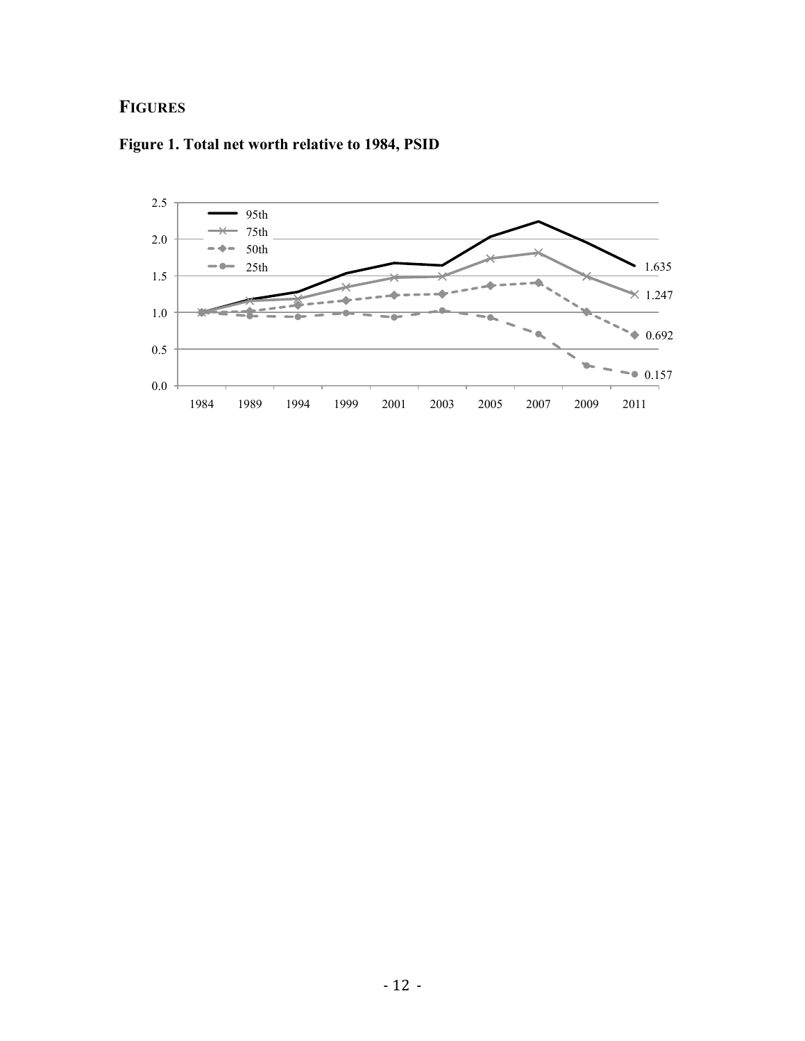## FIGURES

**Figure 1. Total net worth relative to 1984, PSID**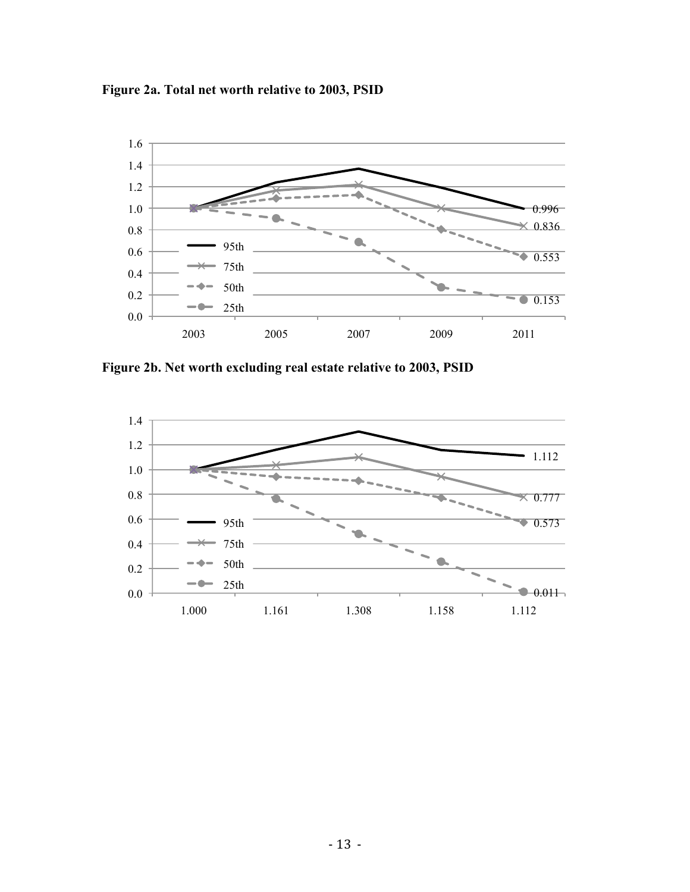**Figure 2a. Total net worth relative to 2003, PSID**

**Figure 2b. Net worth excluding real estate relative to 2003, PSID**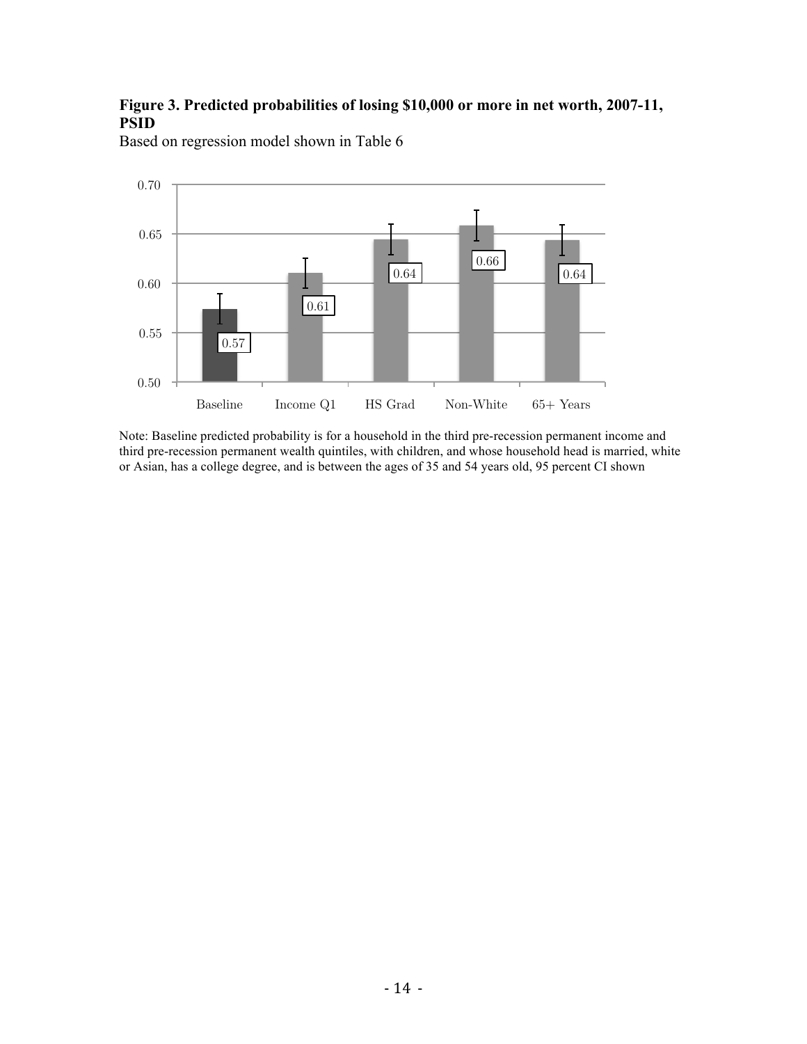**Figure 3. Predicted probabilities of losing $10,000 or more in net worth, 2007-11, PSID**

Based on regression model shown in Table 6

| | Baseline | Income Q1 | HS Grad | Non-White | 65+ Years |
|---|---|---|---|---|---|
| Predicted probability | 0.57 | 0.61 | 0.64 | 0.66 | 0.64 |

Note: Baseline predicted probability is for a household in the third pre-recession permanent income and third pre-recession permanent wealth quintiles, with children, and whose household head is married, white or Asian, has a college degree, and is between the ages of 35 and 54 years old, 95 percent CI shown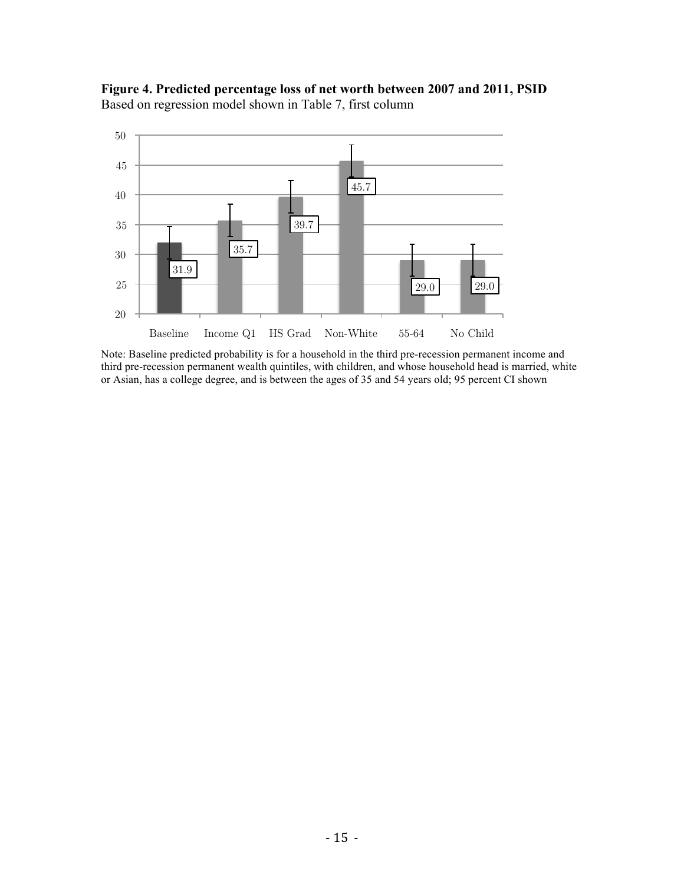**Figure 4. Predicted percentage loss of net worth between 2007 and 2011, PSID**
Based on regression model shown in Table 7, first column

| | Baseline | Income Q1 | HS Grad | Non-White | 55-64 | No Child |
|---|---|---|---|---|---|---|
| Predicted % loss | 31.9 | 35.7 | 39.7 | 45.7 | 29.0 | 29.0 |

Note: Baseline predicted probability is for a household in the third pre-recession permanent income and third pre-recession permanent wealth quintiles, with children, and whose household head is married, white or Asian, has a college degree, and is between the ages of 35 and 54 years old; 95 percent CI shown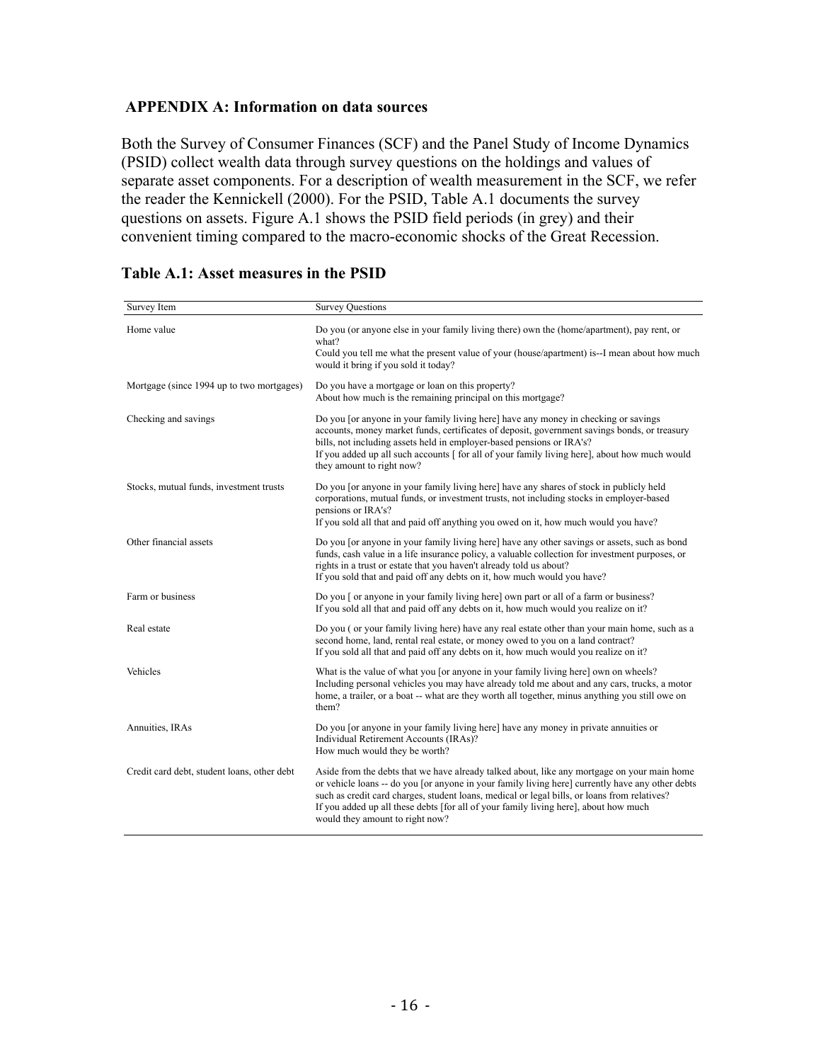## APPENDIX A: Information on data sources

Both the Survey of Consumer Finances (SCF) and the Panel Study of Income Dynamics (PSID) collect wealth data through survey questions on the holdings and values of separate asset components. For a description of wealth measurement in the SCF, we refer the reader the Kennickell (2000). For the PSID, Table A.1 documents the survey questions on assets. Figure A.1 shows the PSID field periods (in grey) and their convenient timing compared to the macro-economic shocks of the Great Recession.

**Table A.1: Asset measures in the PSID**

| Survey Item | Survey Questions |
|---|---|
| Home value | Do you (or anyone else in your family living there) own the (home/apartment), pay rent, or what?<br>Could you tell me what the present value of your (house/apartment) is--I mean about how much would it bring if you sold it today? |
| Mortgage (since 1994 up to two mortgages) | Do you have a mortgage or loan on this property?<br>About how much is the remaining principal on this mortgage? |
| Checking and savings | Do you [or anyone in your family living here] have any money in checking or savings accounts, money market funds, certificates of deposit, government savings bonds, or treasury bills, not including assets held in employer-based pensions or IRA's?<br>If you added up all such accounts [ for all of your family living here], about how much would they amount to right now? |
| Stocks, mutual funds, investment trusts | Do you [or anyone in your family living here] have any shares of stock in publicly held corporations, mutual funds, or investment trusts, not including stocks in employer-based pensions or IRA's?<br>If you sold all that and paid off anything you owed on it, how much would you have? |
| Other financial assets | Do you [or anyone in your family living here] have any other savings or assets, such as bond funds, cash value in a life insurance policy, a valuable collection for investment purposes, or rights in a trust or estate that you haven't already told us about?<br>If you sold that and paid off any debts on it, how much would you have? |
| Farm or business | Do you [ or anyone in your family living here] own part or all of a farm or business?<br>If you sold all that and paid off any debts on it, how much would you realize on it? |
| Real estate | Do you ( or your family living here) have any real estate other than your main home, such as a second home, land, rental real estate, or money owed to you on a land contract?<br>If you sold all that and paid off any debts on it, how much would you realize on it? |
| Vehicles | What is the value of what you [or anyone in your family living here] own on wheels? Including personal vehicles you may have already told me about and any cars, trucks, a motor home, a trailer, or a boat -- what are they worth all together, minus anything you still owe on them? |
| Annuities, IRAs | Do you [or anyone in your family living here] have any money in private annuities or Individual Retirement Accounts (IRAs)?<br>How much would they be worth? |
| Credit card debt, student loans, other debt | Aside from the debts that we have already talked about, like any mortgage on your main home or vehicle loans -- do you [or anyone in your family living here] currently have any other debts such as credit card charges, student loans, medical or legal bills, or loans from relatives?<br>If you added up all these debts [for all of your family living here], about how much would they amount to right now? |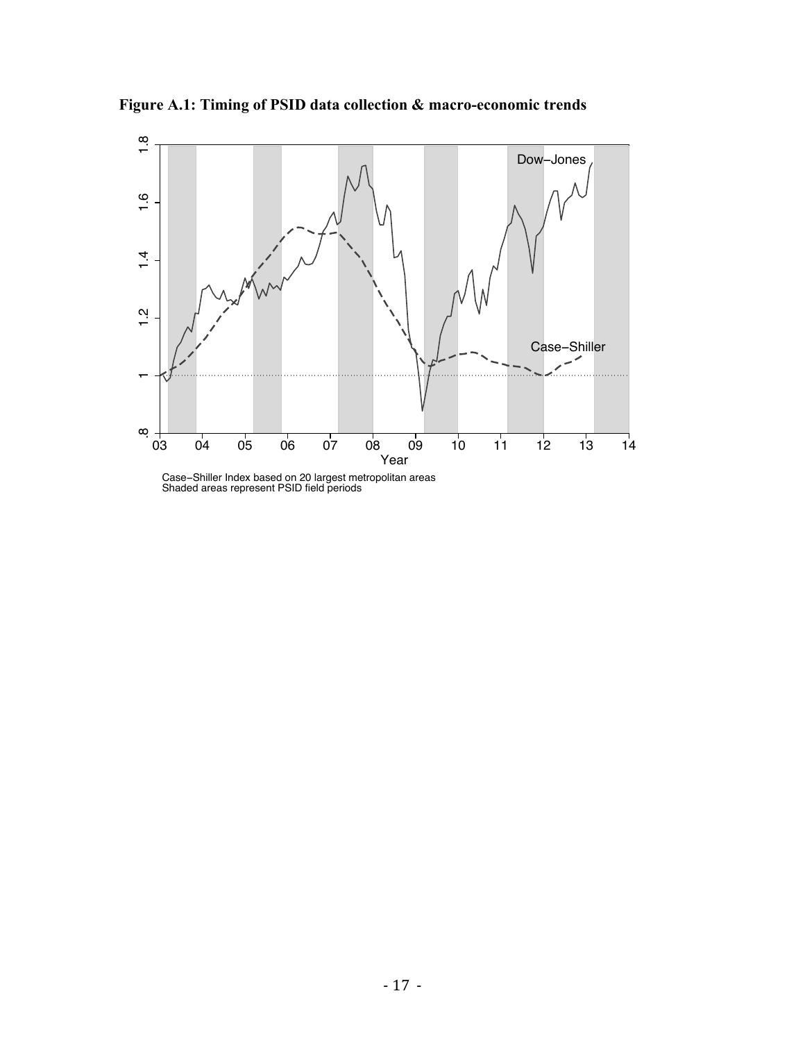**Figure A.1: Timing of PSID data collection & macro-economic trends**

Case−Shiller Index based on 20 largest metropolitan areas
Shaded areas represent PSID field periods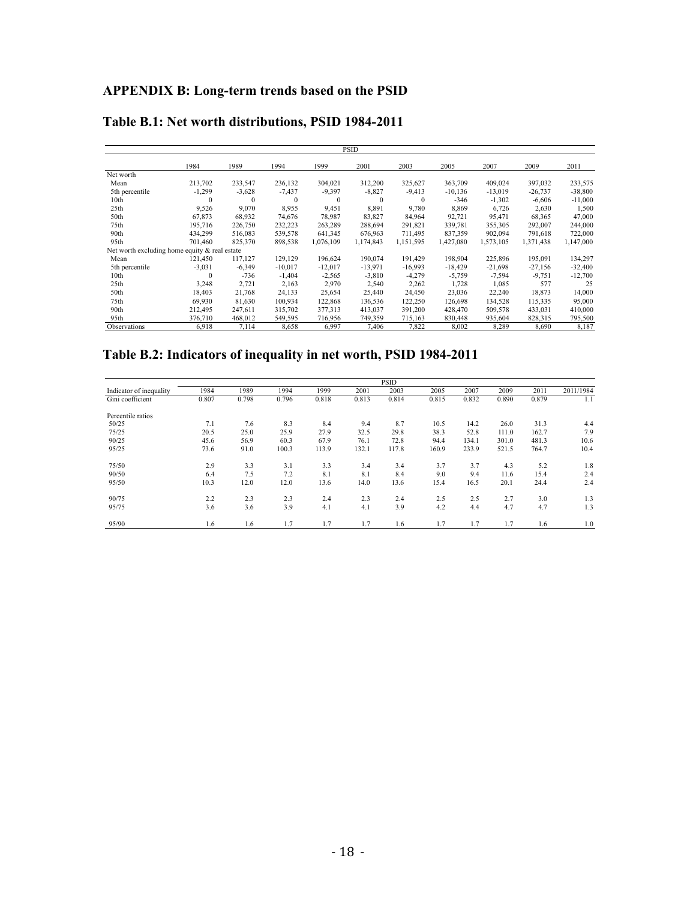## APPENDIX B: Long-term trends based on the PSID

## Table B.1: Net worth distributions, PSID 1984-2011

| | PSID | | | | | | | | | |
|---|---|---|---|---|---|---|---|---|---|---|
| | 1984 | 1989 | 1994 | 1999 | 2001 | 2003 | 2005 | 2007 | 2009 | 2011 |
| Net worth | | | | | | | | | | |
| Mean | 213,702 | 233,547 | 236,132 | 304,021 | 312,200 | 325,627 | 363,709 | 409,024 | 397,032 | 233,575 |
| 5th percentile | -1,299 | -3,628 | -7,437 | -9,397 | -8,827 | -9,413 | -10,136 | -13,019 | -26,737 | -38,800 |
| 10th | 0 | 0 | 0 | 0 | 0 | 0 | -346 | -1,302 | -6,606 | -11,000 |
| 25th | 9,526 | 9,070 | 8,955 | 9,451 | 8,891 | 9,780 | 8,869 | 6,726 | 2,630 | 1,500 |
| 50th | 67,873 | 68,932 | 74,676 | 78,987 | 83,827 | 84,964 | 92,721 | 95,471 | 68,365 | 47,000 |
| 75th | 195,716 | 226,750 | 232,223 | 263,289 | 288,694 | 291,821 | 339,781 | 355,305 | 292,007 | 244,000 |
| 90th | 434,299 | 516,083 | 539,578 | 641,345 | 676,963 | 711,495 | 837,359 | 902,094 | 791,618 | 722,000 |
| 95th | 701,460 | 825,370 | 898,538 | 1,076,109 | 1,174,843 | 1,151,595 | 1,427,080 | 1,573,105 | 1,371,438 | 1,147,000 |
| Net worth excluding home equity & real estate | | | | | | | | | | |
| Mean | 121,450 | 117,127 | 129,129 | 196,624 | 190,074 | 191,429 | 198,904 | 225,896 | 195,091 | 134,297 |
| 5th percentile | -3,031 | -6,349 | -10,017 | -12,017 | -13,971 | -16,993 | -18,429 | -21,698 | -27,156 | -32,400 |
| 10th | 0 | -736 | -1,404 | -2,565 | -3,810 | -4,279 | -5,759 | -7,594 | -9,751 | -12,700 |
| 25th | 3,248 | 2,721 | 2,163 | 2,970 | 2,540 | 2,262 | 1,728 | 1,085 | 577 | 25 |
| 50th | 18,403 | 21,768 | 24,133 | 25,654 | 25,440 | 24,450 | 23,036 | 22,240 | 18,873 | 14,000 |
| 75th | 69,930 | 81,630 | 100,934 | 122,868 | 136,536 | 122,250 | 126,698 | 134,528 | 115,335 | 95,000 |
| 90th | 212,495 | 247,611 | 315,702 | 377,313 | 413,037 | 391,200 | 428,470 | 509,578 | 433,031 | 410,000 |
| 95th | 376,710 | 468,012 | 549,595 | 716,956 | 749,359 | 715,163 | 830,448 | 935,604 | 828,315 | 795,500 |
| Observations | 6,918 | 7,114 | 8,658 | 6,997 | 7,406 | 7,822 | 8,002 | 8,289 | 8,690 | 8,187 |

## Table B.2: Indicators of inequality in net worth, PSID 1984-2011

| | PSID | | | | | | | | | | |
|---|---|---|---|---|---|---|---|---|---|---|---|
| Indicator of inequality | 1984 | 1989 | 1994 | 1999 | 2001 | 2003 | 2005 | 2007 | 2009 | 2011 | 2011/1984 |
| Gini coefficient | 0.807 | 0.798 | 0.796 | 0.818 | 0.813 | 0.814 | 0.815 | 0.832 | 0.890 | 0.879 | 1.1 |
| Percentile ratios | | | | | | | | | | | |
| 50/25 | 7.1 | 7.6 | 8.3 | 8.4 | 9.4 | 8.7 | 10.5 | 14.2 | 26.0 | 31.3 | 4.4 |
| 75/25 | 20.5 | 25.0 | 25.9 | 27.9 | 32.5 | 29.8 | 38.3 | 52.8 | 111.0 | 162.7 | 7.9 |
| 90/25 | 45.6 | 56.9 | 60.3 | 67.9 | 76.1 | 72.8 | 94.4 | 134.1 | 301.0 | 481.3 | 10.6 |
| 95/25 | 73.6 | 91.0 | 100.3 | 113.9 | 132.1 | 117.8 | 160.9 | 233.9 | 521.5 | 764.7 | 10.4 |
| 75/50 | 2.9 | 3.3 | 3.1 | 3.3 | 3.4 | 3.4 | 3.7 | 3.7 | 4.3 | 5.2 | 1.8 |
| 90/50 | 6.4 | 7.5 | 7.2 | 8.1 | 8.1 | 8.4 | 9.0 | 9.4 | 11.6 | 15.4 | 2.4 |
| 95/50 | 10.3 | 12.0 | 12.0 | 13.6 | 14.0 | 13.6 | 15.4 | 16.5 | 20.1 | 24.4 | 2.4 |
| 90/75 | 2.2 | 2.3 | 2.3 | 2.4 | 2.3 | 2.4 | 2.5 | 2.5 | 2.7 | 3.0 | 1.3 |
| 95/75 | 3.6 | 3.6 | 3.9 | 4.1 | 4.1 | 3.9 | 4.2 | 4.4 | 4.7 | 4.7 | 1.3 |
| 95/90 | 1.6 | 1.6 | 1.7 | 1.7 | 1.7 | 1.6 | 1.7 | 1.7 | 1.7 | 1.6 | 1.0 |